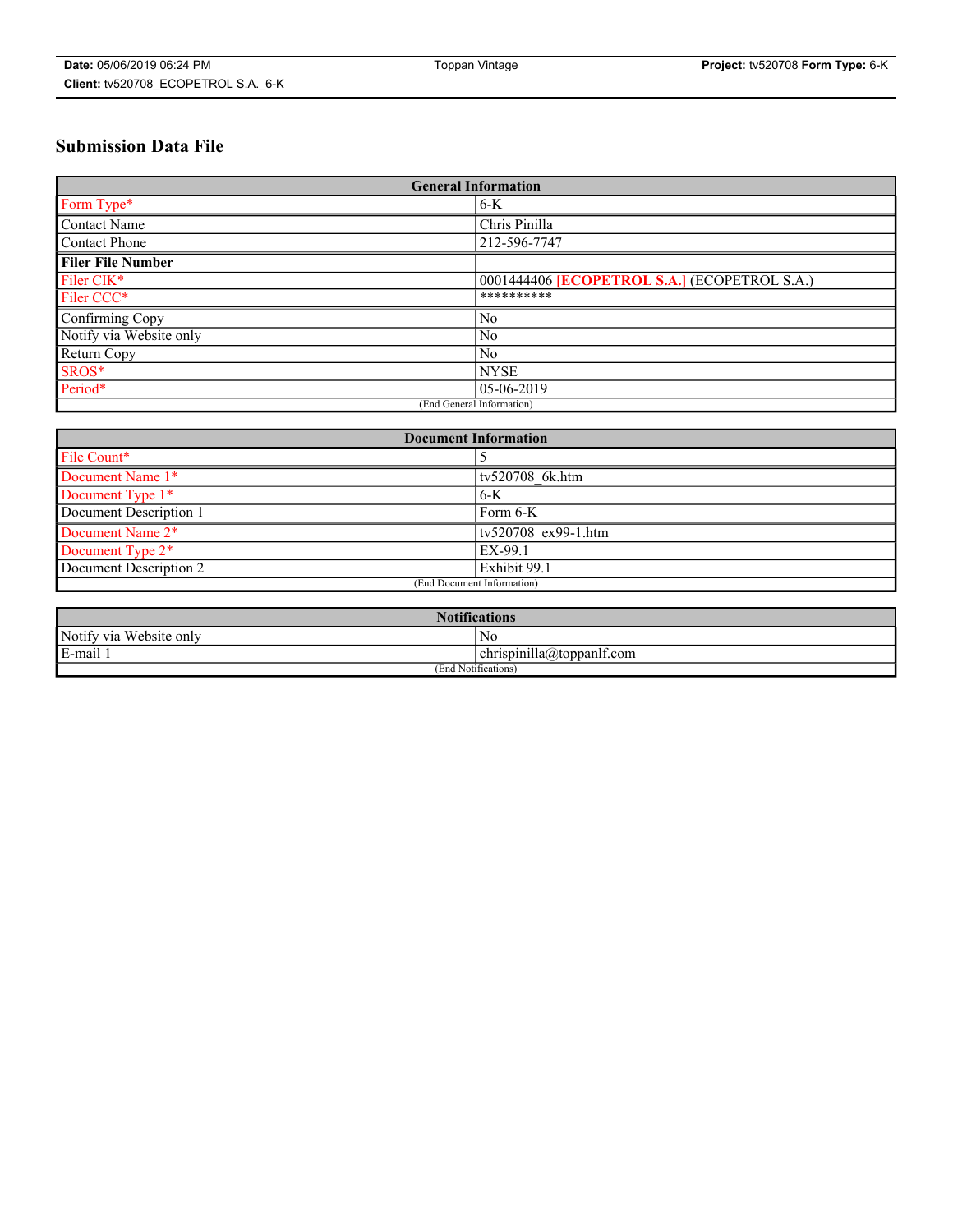# Submission Data File

| General Information | |
|---|---|
| Form Type* | 6-K |
| Contact Name | Chris Pinilla |
| Contact Phone | 212-596-7747 |
| **Filer File Number** | |
| Filer CIK* | 0001444406 **[ECOPETROL S.A.]** (ECOPETROL S.A.) |
| Filer CCC* | ********** |
| Confirming Copy | No |
| Notify via Website only | No |
| Return Copy | No |
| SROS* | NYSE |
| Period* | 05-06-2019 |
| (End General Information) | |

| Document Information | |
|---|---|
| File Count* | 5 |
| Document Name 1* | tv520708_6k.htm |
| Document Type 1* | 6-K |
| Document Description 1 | Form 6-K |
| Document Name 2* | tv520708_ex99-1.htm |
| Document Type 2* | EX-99.1 |
| Document Description 2 | Exhibit 99.1 |
| (End Document Information) | |

| Notifications | |
|---|---|
| Notify via Website only | No |
| E-mail 1 | chrispinilla@toppanlf.com |
| (End Notifications) | |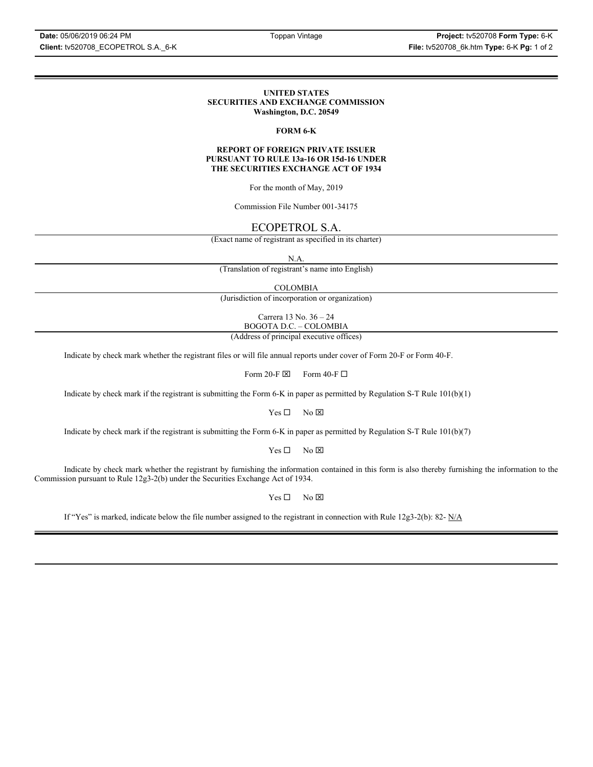**UNITED STATES**
**SECURITIES AND EXCHANGE COMMISSION**
**Washington, D.C. 20549**

**FORM 6-K**

**REPORT OF FOREIGN PRIVATE ISSUER**
**PURSUANT TO RULE 13a-16 OR 15d-16 UNDER**
**THE SECURITIES EXCHANGE ACT OF 1934**

For the month of May, 2019

Commission File Number 001-34175

ECOPETROL S.A.

(Exact name of registrant as specified in its charter)

N.A.

(Translation of registrant's name into English)

COLOMBIA

(Jurisdiction of incorporation or organization)

Carrera 13 No. 36 – 24
BOGOTA D.C. – COLOMBIA

(Address of principal executive offices)

Indicate by check mark whether the registrant files or will file annual reports under cover of Form 20-F or Form 40-F.

Form 20-F ☒ Form 40-F ☐

Indicate by check mark if the registrant is submitting the Form 6-K in paper as permitted by Regulation S-T Rule 101(b)(1)

Yes ☐ No ☒

Indicate by check mark if the registrant is submitting the Form 6-K in paper as permitted by Regulation S-T Rule 101(b)(7)

Yes ☐ No ☒

Indicate by check mark whether the registrant by furnishing the information contained in this form is also thereby furnishing the information to the Commission pursuant to Rule 12g3-2(b) under the Securities Exchange Act of 1934.

Yes ☐ No ☒

If "Yes" is marked, indicate below the file number assigned to the registrant in connection with Rule 12g3-2(b): 82- N/A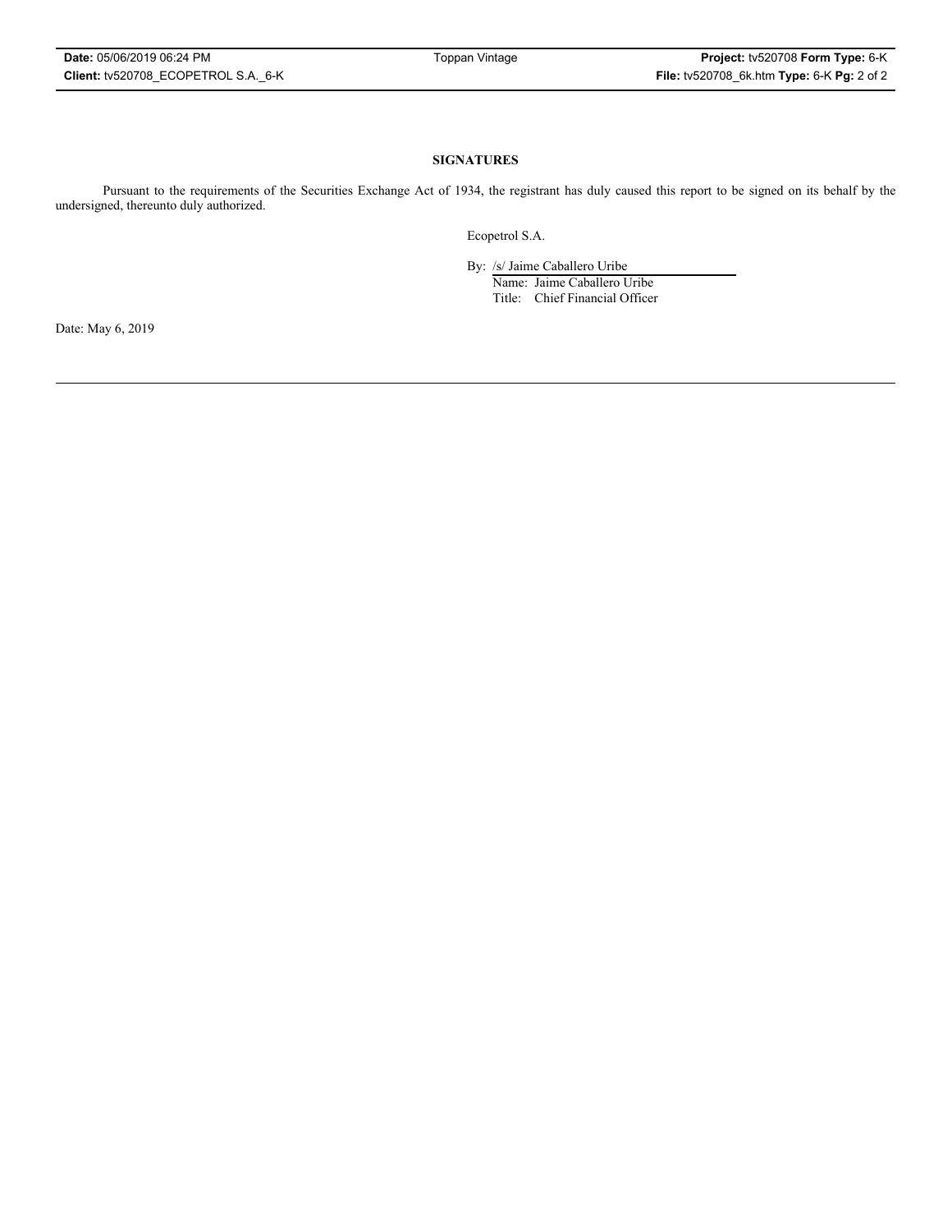**SIGNATURES**

Pursuant to the requirements of the Securities Exchange Act of 1934, the registrant has duly caused this report to be signed on its behalf by the undersigned, thereunto duly authorized.

Ecopetrol S.A.

By: /s/ Jaime Caballero Uribe

Name: Jaime Caballero Uribe

Title: Chief Financial Officer

Date: May 6, 2019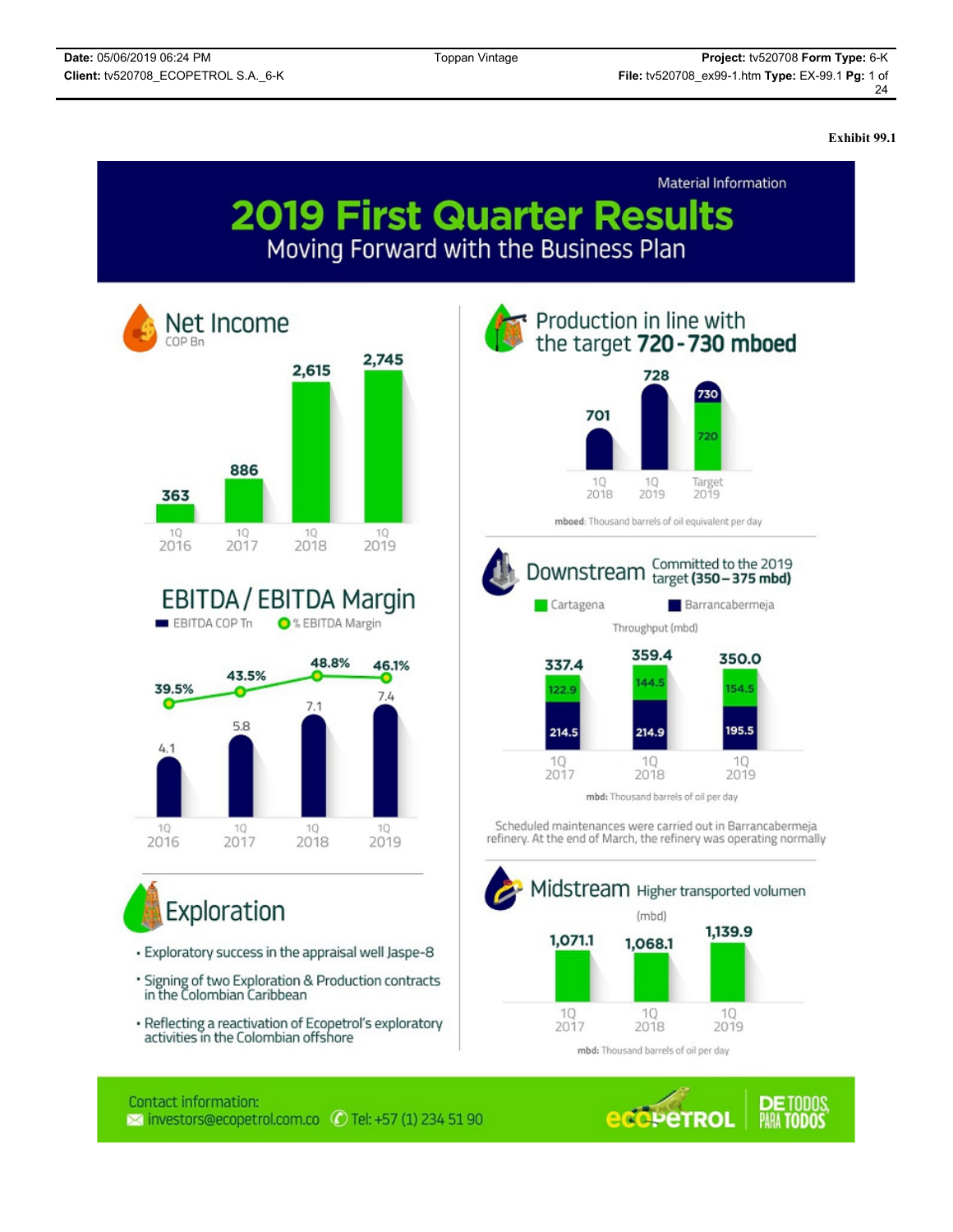**Exhibit 99.1**

Material Information

# 2019 First Quarter Results

## Moving Forward with the Business Plan

## Net Income

COP Bn

| 1Q 2016 | 1Q 2017 | 1Q 2018 | 1Q 2019 |
|---|---|---|---|
| 363 | 886 | 2,615 | 2,745 |

## EBITDA / EBITDA Margin

| | 1Q 2016 | 1Q 2017 | 1Q 2018 | 1Q 2019 |
|---|---|---|---|---|
| EBITDA COP Tn | 4.1 | 5.8 | 7.1 | 7.4 |
| % EBITDA Margin | 39.5% | 43.5% | 48.8% | 46.1% |

## Exploration

- Exploratory success in the appraisal well Jaspe-8
- Signing of two Exploration & Production contracts in the Colombian Caribbean
- Reflecting a reactivation of Ecopetrol's exploratory activities in the Colombian offshore

## Production in line with the target 720 - 730 mboed

| 1Q 2018 | 1Q 2019 | Target 2019 |
|---|---|---|
| 701 | 728 | 720 - 730 |

mboed: Thousand barrels of oil equivalent per day

## Downstream

Committed to the 2019 target **(350 – 375 mbd)**

Throughput (mbd)

| | 1Q 2017 | 1Q 2018 | 1Q 2019 |
|---|---|---|---|
| Cartagena | 122.9 | 144.5 | 154.5 |
| Barrancabermeja | 214.5 | 214.9 | 195.5 |
| Total | 337.4 | 359.4 | 350.0 |

mbd: Thousand barrels of oil per day

Scheduled maintenances were carried out in Barrancabermeja refinery. At the end of March, the refinery was operating normally

## Midstream

Higher transported volumen

(mbd)

| 1Q 2017 | 1Q 2018 | 1Q 2019 |
|---|---|---|
| 1,071.1 | 1,068.1 | 1,139.9 |

mbd: Thousand barrels of oil per day

Contact information:
investors@ecopetrol.com.co Tel: +57 (1) 234 51 90

ecopetrol DE TODOS, PARA TODOS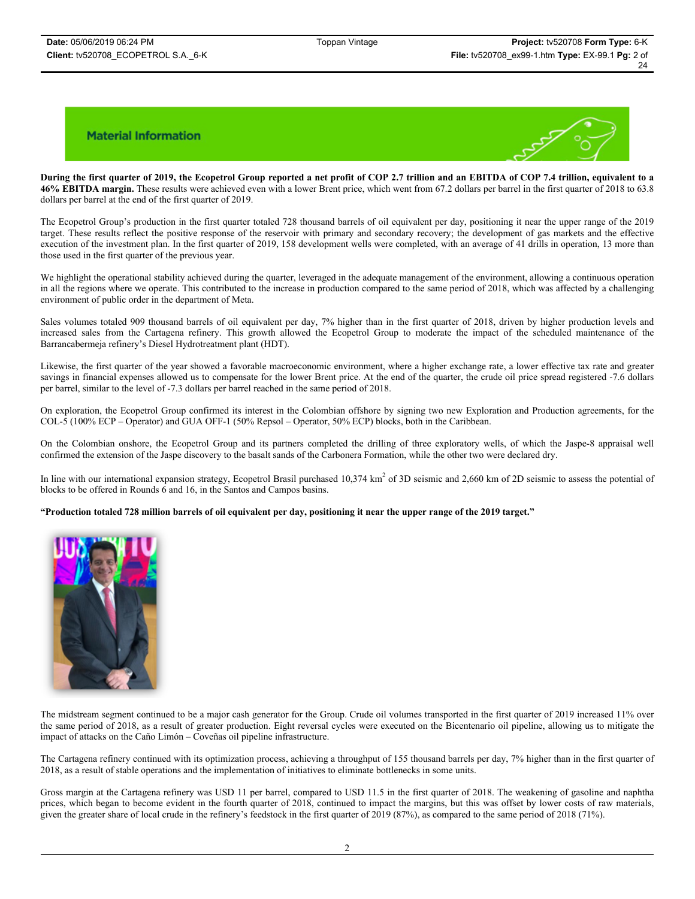## Material Information

**During the first quarter of 2019, the Ecopetrol Group reported a net profit of COP 2.7 trillion and an EBITDA of COP 7.4 trillion, equivalent to a 46% EBITDA margin.** These results were achieved even with a lower Brent price, which went from 67.2 dollars per barrel in the first quarter of 2018 to 63.8 dollars per barrel at the end of the first quarter of 2019.

The Ecopetrol Group's production in the first quarter totaled 728 thousand barrels of oil equivalent per day, positioning it near the upper range of the 2019 target. These results reflect the positive response of the reservoir with primary and secondary recovery; the development of gas markets and the effective execution of the investment plan. In the first quarter of 2019, 158 development wells were completed, with an average of 41 drills in operation, 13 more than those used in the first quarter of the previous year.

We highlight the operational stability achieved during the quarter, leveraged in the adequate management of the environment, allowing a continuous operation in all the regions where we operate. This contributed to the increase in production compared to the same period of 2018, which was affected by a challenging environment of public order in the department of Meta.

Sales volumes totaled 909 thousand barrels of oil equivalent per day, 7% higher than in the first quarter of 2018, driven by higher production levels and increased sales from the Cartagena refinery. This growth allowed the Ecopetrol Group to moderate the impact of the scheduled maintenance of the Barrancabermeja refinery's Diesel Hydrotreatment plant (HDT).

Likewise, the first quarter of the year showed a favorable macroeconomic environment, where a higher exchange rate, a lower effective tax rate and greater savings in financial expenses allowed us to compensate for the lower Brent price. At the end of the quarter, the crude oil price spread registered -7.6 dollars per barrel, similar to the level of -7.3 dollars per barrel reached in the same period of 2018.

On exploration, the Ecopetrol Group confirmed its interest in the Colombian offshore by signing two new Exploration and Production agreements, for the COL-5 (100% ECP – Operator) and GUA OFF-1 (50% Repsol – Operator, 50% ECP) blocks, both in the Caribbean.

On the Colombian onshore, the Ecopetrol Group and its partners completed the drilling of three exploratory wells, of which the Jaspe-8 appraisal well confirmed the extension of the Jaspe discovery to the basalt sands of the Carbonera Formation, while the other two were declared dry.

In line with our international expansion strategy, Ecopetrol Brasil purchased 10,374 $km^2$ of 3D seismic and 2,660 km of 2D seismic to assess the potential of blocks to be offered in Rounds 6 and 16, in the Santos and Campos basins.

**"Production totaled 728 million barrels of oil equivalent per day, positioning it near the upper range of the 2019 target."**

The midstream segment continued to be a major cash generator for the Group. Crude oil volumes transported in the first quarter of 2019 increased 11% over the same period of 2018, as a result of greater production. Eight reversal cycles were executed on the Bicentenario oil pipeline, allowing us to mitigate the impact of attacks on the Caño Limón – Coveñas oil pipeline infrastructure.

The Cartagena refinery continued with its optimization process, achieving a throughput of 155 thousand barrels per day, 7% higher than in the first quarter of 2018, as a result of stable operations and the implementation of initiatives to eliminate bottlenecks in some units.

Gross margin at the Cartagena refinery was USD 11 per barrel, compared to USD 11.5 in the first quarter of 2018. The weakening of gasoline and naphtha prices, which began to become evident in the fourth quarter of 2018, continued to impact the margins, but this was offset by lower costs of raw materials, given the greater share of local crude in the refinery's feedstock in the first quarter of 2019 (87%), as compared to the same period of 2018 (71%).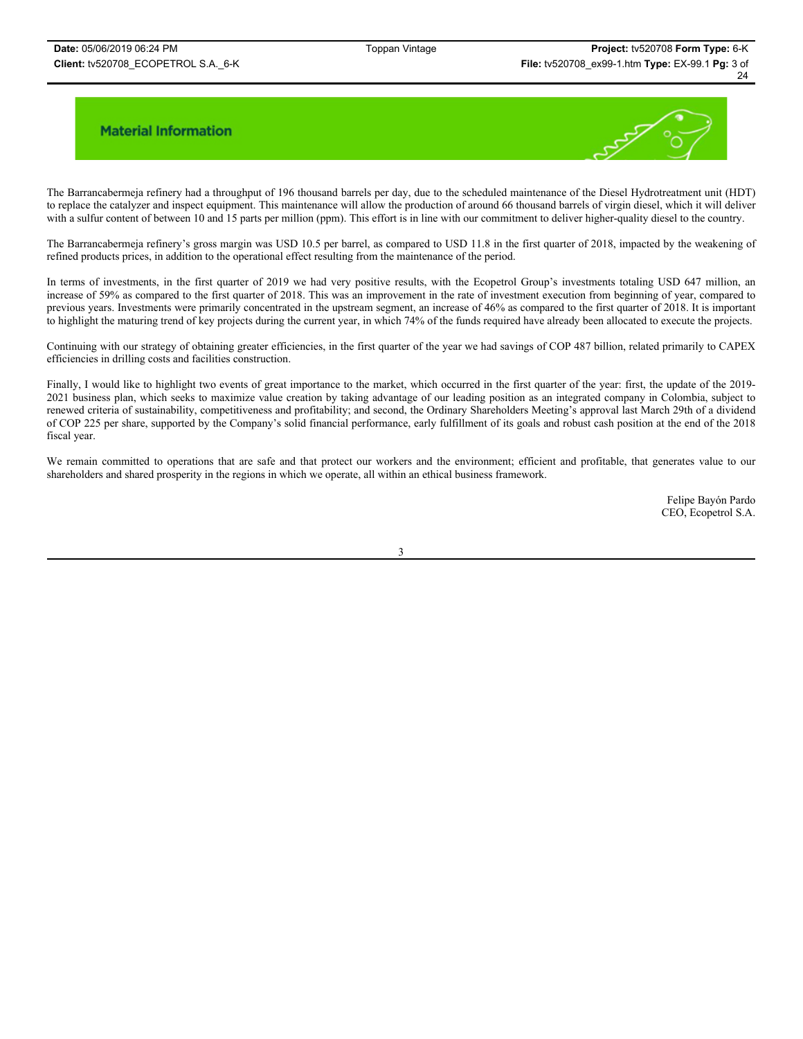## Material Information

The Barrancabermeja refinery had a throughput of 196 thousand barrels per day, due to the scheduled maintenance of the Diesel Hydrotreatment unit (HDT) to replace the catalyzer and inspect equipment. This maintenance will allow the production of around 66 thousand barrels of virgin diesel, which it will deliver with a sulfur content of between 10 and 15 parts per million (ppm). This effort is in line with our commitment to deliver higher-quality diesel to the country.

The Barrancabermeja refinery's gross margin was USD 10.5 per barrel, as compared to USD 11.8 in the first quarter of 2018, impacted by the weakening of refined products prices, in addition to the operational effect resulting from the maintenance of the period.

In terms of investments, in the first quarter of 2019 we had very positive results, with the Ecopetrol Group's investments totaling USD 647 million, an increase of 59% as compared to the first quarter of 2018. This was an improvement in the rate of investment execution from beginning of year, compared to previous years. Investments were primarily concentrated in the upstream segment, an increase of 46% as compared to the first quarter of 2018. It is important to highlight the maturing trend of key projects during the current year, in which 74% of the funds required have already been allocated to execute the projects.

Continuing with our strategy of obtaining greater efficiencies, in the first quarter of the year we had savings of COP 487 billion, related primarily to CAPEX efficiencies in drilling costs and facilities construction.

Finally, I would like to highlight two events of great importance to the market, which occurred in the first quarter of the year: first, the update of the 2019-2021 business plan, which seeks to maximize value creation by taking advantage of our leading position as an integrated company in Colombia, subject to renewed criteria of sustainability, competitiveness and profitability; and second, the Ordinary Shareholders Meeting's approval last March 29th of a dividend of COP 225 per share, supported by the Company's solid financial performance, early fulfillment of its goals and robust cash position at the end of the 2018 fiscal year.

We remain committed to operations that are safe and that protect our workers and the environment; efficient and profitable, that generates value to our shareholders and shared prosperity in the regions in which we operate, all within an ethical business framework.

Felipe Bayón Pardo
CEO, Ecopetrol S.A.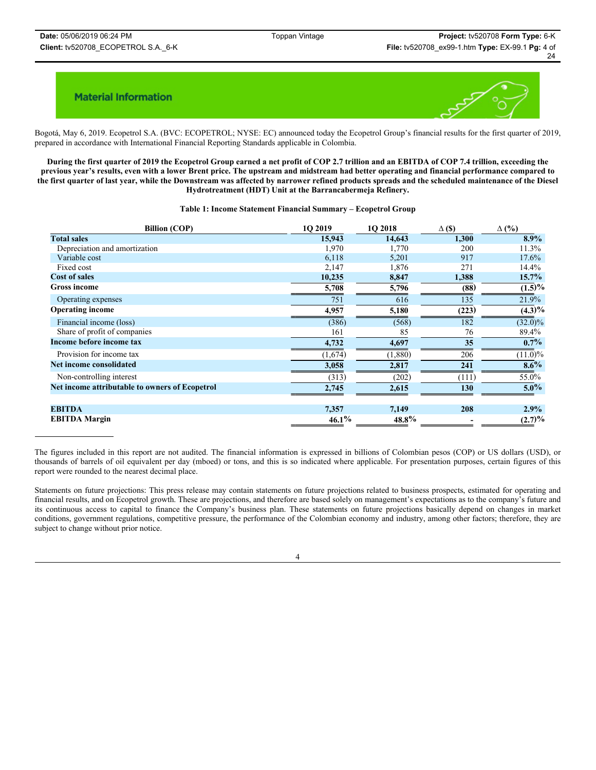## Material Information

Bogotá, May 6, 2019. Ecopetrol S.A. (BVC: ECOPETROL; NYSE: EC) announced today the Ecopetrol Group's financial results for the first quarter of 2019, prepared in accordance with International Financial Reporting Standards applicable in Colombia.

**During the first quarter of 2019 the Ecopetrol Group earned a net profit of COP 2.7 trillion and an EBITDA of COP 7.4 trillion, exceeding the previous year's results, even with a lower Brent price. The upstream and midstream had better operating and financial performance compared to the first quarter of last year, while the Downstream was affected by narrower refined products spreads and the scheduled maintenance of the Diesel Hydrotreatment (HDT) Unit at the Barrancabermeja Refinery.**

**Table 1: Income Statement Financial Summary – Ecopetrol Group**

| Billion (COP) | 1Q 2019 | 1Q 2018 | Δ ($) | Δ (%) |
|---|---|---|---|---|
| **Total sales** | **15,943** | **14,643** | **1,300** | **8.9%** |
| Depreciation and amortization | 1,970 | 1,770 | 200 | 11.3% |
| Variable cost | 6,118 | 5,201 | 917 | 17.6% |
| Fixed cost | 2,147 | 1,876 | 271 | 14.4% |
| **Cost of sales** | **10,235** | **8,847** | **1,388** | **15.7%** |
| **Gross income** | **5,708** | **5,796** | **(88)** | **(1.5)%** |
| Operating expenses | 751 | 616 | 135 | 21.9% |
| **Operating income** | **4,957** | **5,180** | **(223)** | **(4.3)%** |
| Financial income (loss) | (386) | (568) | 182 | (32.0)% |
| Share of profit of companies | 161 | 85 | 76 | 89.4% |
| **Income before income tax** | **4,732** | **4,697** | **35** | **0.7%** |
| Provision for income tax | (1,674) | (1,880) | 206 | (11.0)% |
| **Net income consolidated** | **3,058** | **2,817** | **241** | **8.6%** |
| Non-controlling interest | (313) | (202) | (111) | 55.0% |
| **Net income attributable to owners of Ecopetrol** | **2,745** | **2,615** | **130** | **5.0%** |
| | | | | |
| **EBITDA** | **7,357** | **7,149** | **208** | **2.9%** |
| **EBITDA Margin** | **46.1%** | **48.8%** | **-** | **(2.7)%** |

---

The figures included in this report are not audited. The financial information is expressed in billions of Colombian pesos (COP) or US dollars (USD), or thousands of barrels of oil equivalent per day (mboed) or tons, and this is so indicated where applicable. For presentation purposes, certain figures of this report were rounded to the nearest decimal place.

Statements on future projections: This press release may contain statements on future projections related to business prospects, estimated for operating and financial results, and on Ecopetrol growth. These are projections, and therefore are based solely on management's expectations as to the company's future and its continuous access to capital to finance the Company's business plan. These statements on future projections basically depend on changes in market conditions, government regulations, competitive pressure, the performance of the Colombian economy and industry, among other factors; therefore, they are subject to change without prior notice.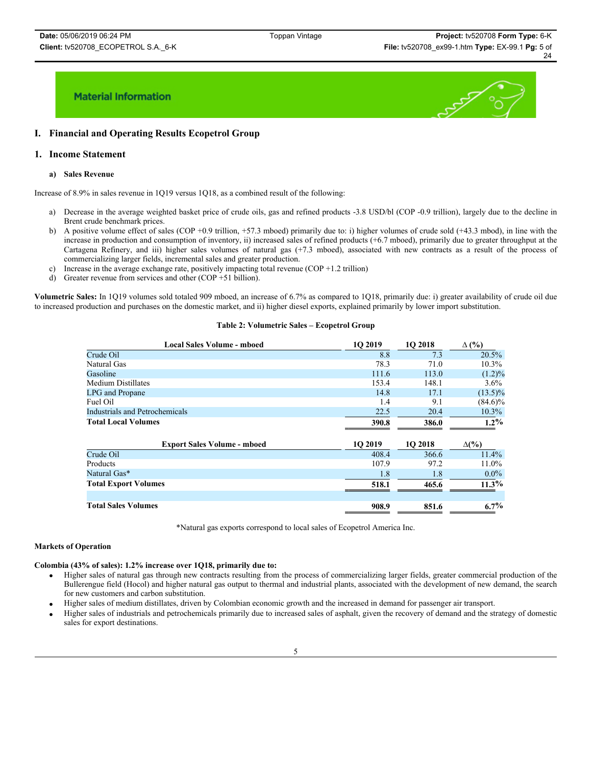Material Information

# I. Financial and Operating Results Ecopetrol Group

## 1. Income Statement

### a) Sales Revenue

Increase of 8.9% in sales revenue in 1Q19 versus 1Q18, as a combined result of the following:

a) Decrease in the average weighted basket price of crude oils, gas and refined products -3.8 USD/bl (COP -0.9 trillion), largely due to the decline in Brent crude benchmark prices.
b) A positive volume effect of sales (COP +0.9 trillion, +57.3 mboed) primarily due to: i) higher volumes of crude sold (+43.3 mbod), in line with the increase in production and consumption of inventory, ii) increased sales of refined products (+6.7 mboed), primarily due to greater throughput at the Cartagena Refinery, and iii) higher sales volumes of natural gas (+7.3 mboed), associated with new contracts as a result of the process of commercializing larger fields, incremental sales and greater production.
c) Increase in the average exchange rate, positively impacting total revenue (COP +1.2 trillion)
d) Greater revenue from services and other (COP +51 billion).

**Volumetric Sales:** In 1Q19 volumes sold totaled 909 mboed, an increase of 6.7% as compared to 1Q18, primarily due: i) greater availability of crude oil due to increased production and purchases on the domestic market, and ii) higher diesel exports, explained primarily by lower import substitution.

**Table 2: Volumetric Sales – Ecopetrol Group**

| Local Sales Volume - mboed | 1Q 2019 | 1Q 2018 | ∆ (%) |
|---|---|---|---|
| Crude Oil | 8.8 | 7.3 | 20.5% |
| Natural Gas | 78.3 | 71.0 | 10.3% |
| Gasoline | 111.6 | 113.0 | (1.2)% |
| Medium Distillates | 153.4 | 148.1 | 3.6% |
| LPG and Propane | 14.8 | 17.1 | (13.5)% |
| Fuel Oil | 1.4 | 9.1 | (84.6)% |
| Industrials and Petrochemicals | 22.5 | 20.4 | 10.3% |
| **Total Local Volumes** | **390.8** | **386.0** | **1.2%** |
| **Export Sales Volume - mboed** | **1Q 2019** | **1Q 2018** | **∆(%)** |
| Crude Oil | 408.4 | 366.6 | 11.4% |
| Products | 107.9 | 97.2 | 11.0% |
| Natural Gas* | 1.8 | 1.8 | 0.0% |
| **Total Export Volumes** | **518.1** | **465.6** | **11.3%** |
| | | | |
| **Total Sales Volumes** | **908.9** | **851.6** | **6.7%** |

*Natural gas exports correspond to local sales of Ecopetrol America Inc.

**Markets of Operation**

**Colombia (43% of sales): 1.2% increase over 1Q18, primarily due to:**

- Higher sales of natural gas through new contracts resulting from the process of commercializing larger fields, greater commercial production of the Bullerengue field (Hocol) and higher natural gas output to thermal and industrial plants, associated with the development of new demand, the search for new customers and carbon substitution.
- Higher sales of medium distillates, driven by Colombian economic growth and the increased in demand for passenger air transport.
- Higher sales of industrials and petrochemicals primarily due to increased sales of asphalt, given the recovery of demand and the strategy of domestic sales for export destinations.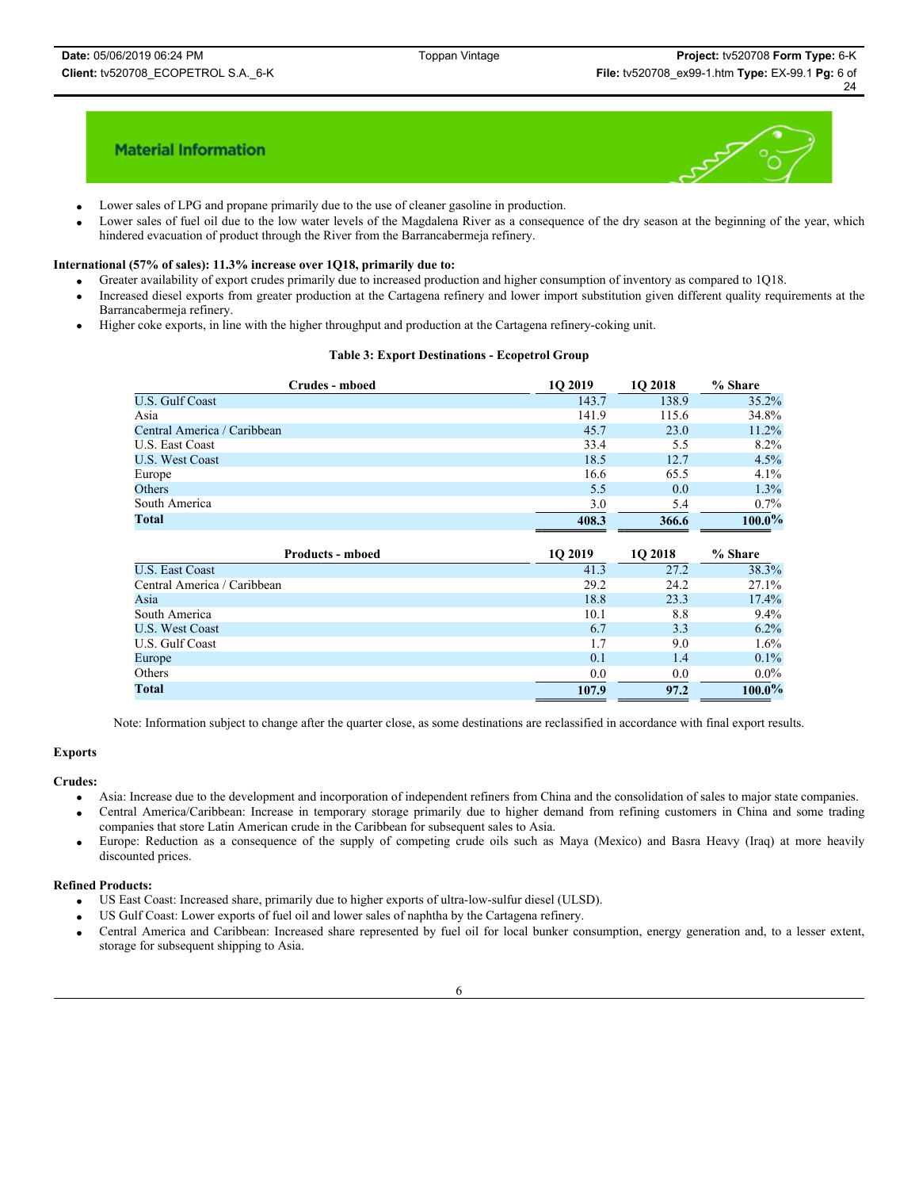## Material Information

- Lower sales of LPG and propane primarily due to the use of cleaner gasoline in production.
- Lower sales of fuel oil due to the low water levels of the Magdalena River as a consequence of the dry season at the beginning of the year, which hindered evacuation of product through the River from the Barrancabermeja refinery.

**International (57% of sales): 11.3% increase over 1Q18, primarily due to:**

- Greater availability of export crudes primarily due to increased production and higher consumption of inventory as compared to 1Q18.
- Increased diesel exports from greater production at the Cartagena refinery and lower import substitution given different quality requirements at the Barrancabermeja refinery.
- Higher coke exports, in line with the higher throughput and production at the Cartagena refinery-coking unit.

**Table 3: Export Destinations - Ecopetrol Group**

| Crudes - mboed | 1Q 2019 | 1Q 2018 | % Share |
|---|---|---|---|
| U.S. Gulf Coast | 143.7 | 138.9 | 35.2% |
| Asia | 141.9 | 115.6 | 34.8% |
| Central America / Caribbean | 45.7 | 23.0 | 11.2% |
| U.S. East Coast | 33.4 | 5.5 | 8.2% |
| U.S. West Coast | 18.5 | 12.7 | 4.5% |
| Europe | 16.6 | 65.5 | 4.1% |
| Others | 5.5 | 0.0 | 1.3% |
| South America | 3.0 | 5.4 | 0.7% |
| **Total** | **408.3** | **366.6** | **100.0%** |

| Products - mboed | 1Q 2019 | 1Q 2018 | % Share |
|---|---|---|---|
| U.S. East Coast | 41.3 | 27.2 | 38.3% |
| Central America / Caribbean | 29.2 | 24.2 | 27.1% |
| Asia | 18.8 | 23.3 | 17.4% |
| South America | 10.1 | 8.8 | 9.4% |
| U.S. West Coast | 6.7 | 3.3 | 6.2% |
| U.S. Gulf Coast | 1.7 | 9.0 | 1.6% |
| Europe | 0.1 | 1.4 | 0.1% |
| Others | 0.0 | 0.0 | 0.0% |
| **Total** | **107.9** | **97.2** | **100.0%** |

Note: Information subject to change after the quarter close, as some destinations are reclassified in accordance with final export results.

**Exports**

**Crudes:**

- Asia: Increase due to the development and incorporation of independent refiners from China and the consolidation of sales to major state companies.
- Central America/Caribbean: Increase in temporary storage primarily due to higher demand from refining customers in China and some trading companies that store Latin American crude in the Caribbean for subsequent sales to Asia.
- Europe: Reduction as a consequence of the supply of competing crude oils such as Maya (Mexico) and Basra Heavy (Iraq) at more heavily discounted prices.

**Refined Products:**

- US East Coast: Increased share, primarily due to higher exports of ultra-low-sulfur diesel (ULSD).
- US Gulf Coast: Lower exports of fuel oil and lower sales of naphtha by the Cartagena refinery.
- Central America and Caribbean: Increased share represented by fuel oil for local bunker consumption, energy generation and, to a lesser extent, storage for subsequent shipping to Asia.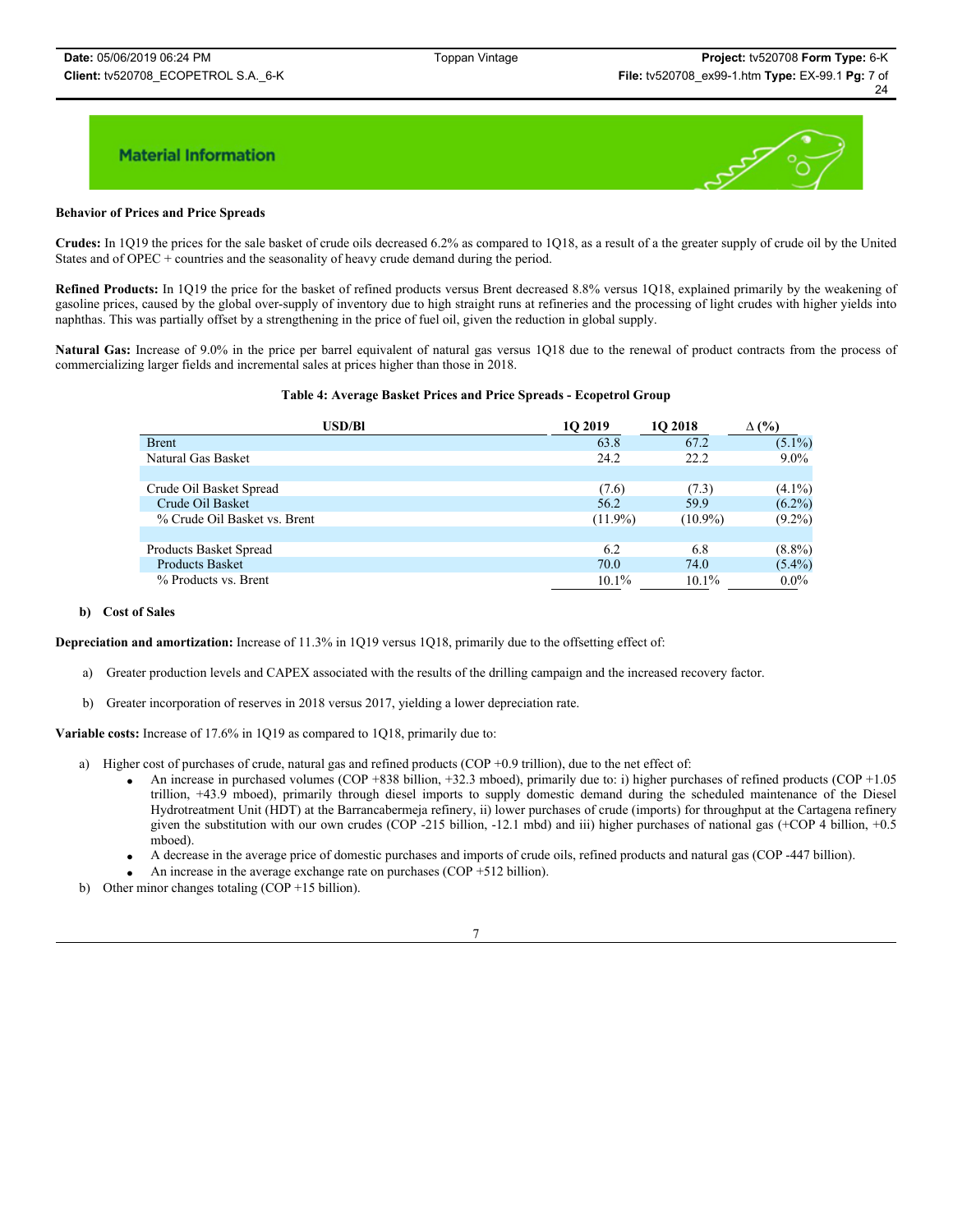**Material Information**

**Behavior of Prices and Price Spreads**

**Crudes:** In 1Q19 the prices for the sale basket of crude oils decreased 6.2% as compared to 1Q18, as a result of a the greater supply of crude oil by the United States and of OPEC + countries and the seasonality of heavy crude demand during the period.

**Refined Products:** In 1Q19 the price for the basket of refined products versus Brent decreased 8.8% versus 1Q18, explained primarily by the weakening of gasoline prices, caused by the global over-supply of inventory due to high straight runs at refineries and the processing of light crudes with higher yields into naphthas. This was partially offset by a strengthening in the price of fuel oil, given the reduction in global supply.

**Natural Gas:** Increase of 9.0% in the price per barrel equivalent of natural gas versus 1Q18 due to the renewal of product contracts from the process of commercializing larger fields and incremental sales at prices higher than those in 2018.

**Table 4: Average Basket Prices and Price Spreads - Ecopetrol Group**

| USD/Bl | 1Q 2019 | 1Q 2018 | Δ (%) |
|---|---|---|---|
| Brent | 63.8 | 67.2 | (5.1%) |
| Natural Gas Basket | 24.2 | 22.2 | 9.0% |
| | | | |
| Crude Oil Basket Spread | (7.6) | (7.3) | (4.1%) |
| Crude Oil Basket | 56.2 | 59.9 | (6.2%) |
| % Crude Oil Basket vs. Brent | (11.9%) | (10.9%) | (9.2%) |
| | | | |
| Products Basket Spread | 6.2 | 6.8 | (8.8%) |
| Products Basket | 70.0 | 74.0 | (5.4%) |
| % Products vs. Brent | 10.1% | 10.1% | 0.0% |

**b) Cost of Sales**

**Depreciation and amortization:** Increase of 11.3% in 1Q19 versus 1Q18, primarily due to the offsetting effect of:

a) Greater production levels and CAPEX associated with the results of the drilling campaign and the increased recovery factor.

b) Greater incorporation of reserves in 2018 versus 2017, yielding a lower depreciation rate.

**Variable costs:** Increase of 17.6% in 1Q19 as compared to 1Q18, primarily due to:

a) Higher cost of purchases of crude, natural gas and refined products (COP +0.9 trillion), due to the net effect of:
   - An increase in purchased volumes (COP +838 billion, +32.3 mboed), primarily due to: i) higher purchases of refined products (COP +1.05 trillion, +43.9 mboed), primarily through diesel imports to supply domestic demand during the scheduled maintenance of the Diesel Hydrotreatment Unit (HDT) at the Barrancabermeja refinery, ii) lower purchases of crude (imports) for throughput at the Cartagena refinery given the substitution with our own crudes (COP -215 billion, -12.1 mbd) and iii) higher purchases of national gas (+COP 4 billion, +0.5 mboed).
   - A decrease in the average price of domestic purchases and imports of crude oils, refined products and natural gas (COP -447 billion).
   - An increase in the average exchange rate on purchases (COP +512 billion).

b) Other minor changes totaling (COP +15 billion).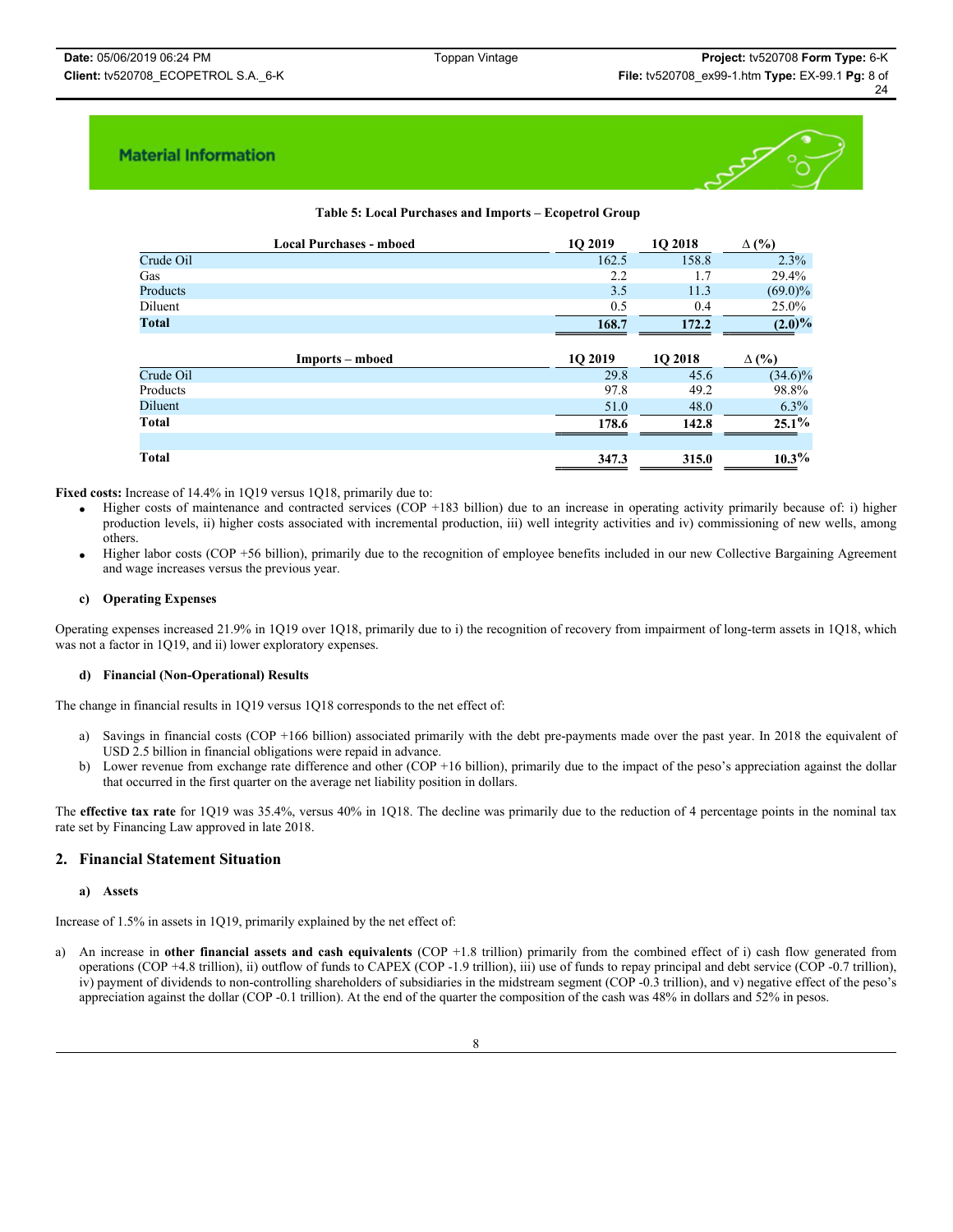Material Information

**Table 5: Local Purchases and Imports – Ecopetrol Group**

| Local Purchases - mboed | 1Q 2019 | 1Q 2018 | Δ (%) |
|---|---|---|---|
| Crude Oil | 162.5 | 158.8 | 2.3% |
| Gas | 2.2 | 1.7 | 29.4% |
| Products | 3.5 | 11.3 | (69.0)% |
| Diluent | 0.5 | 0.4 | 25.0% |
| **Total** | **168.7** | **172.2** | **(2.0)%** |
| **Imports – mboed** | **1Q 2019** | **1Q 2018** | **Δ (%)** |
| Crude Oil | 29.8 | 45.6 | (34.6)% |
| Products | 97.8 | 49.2 | 98.8% |
| Diluent | 51.0 | 48.0 | 6.3% |
| **Total** | **178.6** | **142.8** | **25.1%** |
| | | | |
| **Total** | **347.3** | **315.0** | **10.3%** |

**Fixed costs:** Increase of 14.4% in 1Q19 versus 1Q18, primarily due to:

- Higher costs of maintenance and contracted services (COP +183 billion) due to an increase in operating activity primarily because of: i) higher production levels, ii) higher costs associated with incremental production, iii) well integrity activities and iv) commissioning of new wells, among others.
- Higher labor costs (COP +56 billion), primarily due to the recognition of employee benefits included in our new Collective Bargaining Agreement and wage increases versus the previous year.

#### c) Operating Expenses

Operating expenses increased 21.9% in 1Q19 over 1Q18, primarily due to i) the recognition of recovery from impairment of long-term assets in 1Q18, which was not a factor in 1Q19, and ii) lower exploratory expenses.

#### d) Financial (Non-Operational) Results

The change in financial results in 1Q19 versus 1Q18 corresponds to the net effect of:

a) Savings in financial costs (COP +166 billion) associated primarily with the debt pre-payments made over the past year. In 2018 the equivalent of USD 2.5 billion in financial obligations were repaid in advance.
b) Lower revenue from exchange rate difference and other (COP +16 billion), primarily due to the impact of the peso's appreciation against the dollar that occurred in the first quarter on the average net liability position in dollars.

The **effective tax rate** for 1Q19 was 35.4%, versus 40% in 1Q18. The decline was primarily due to the reduction of 4 percentage points in the nominal tax rate set by Financing Law approved in late 2018.

## 2. Financial Statement Situation

#### a) Assets

Increase of 1.5% in assets in 1Q19, primarily explained by the net effect of:

a) An increase in **other financial assets and cash equivalents** (COP +1.8 trillion) primarily from the combined effect of i) cash flow generated from operations (COP +4.8 trillion), ii) outflow of funds to CAPEX (COP -1.9 trillion), iii) use of funds to repay principal and debt service (COP -0.7 trillion), iv) payment of dividends to non-controlling shareholders of subsidiaries in the midstream segment (COP -0.3 trillion), and v) negative effect of the peso's appreciation against the dollar (COP -0.1 trillion). At the end of the quarter the composition of the cash was 48% in dollars and 52% in pesos.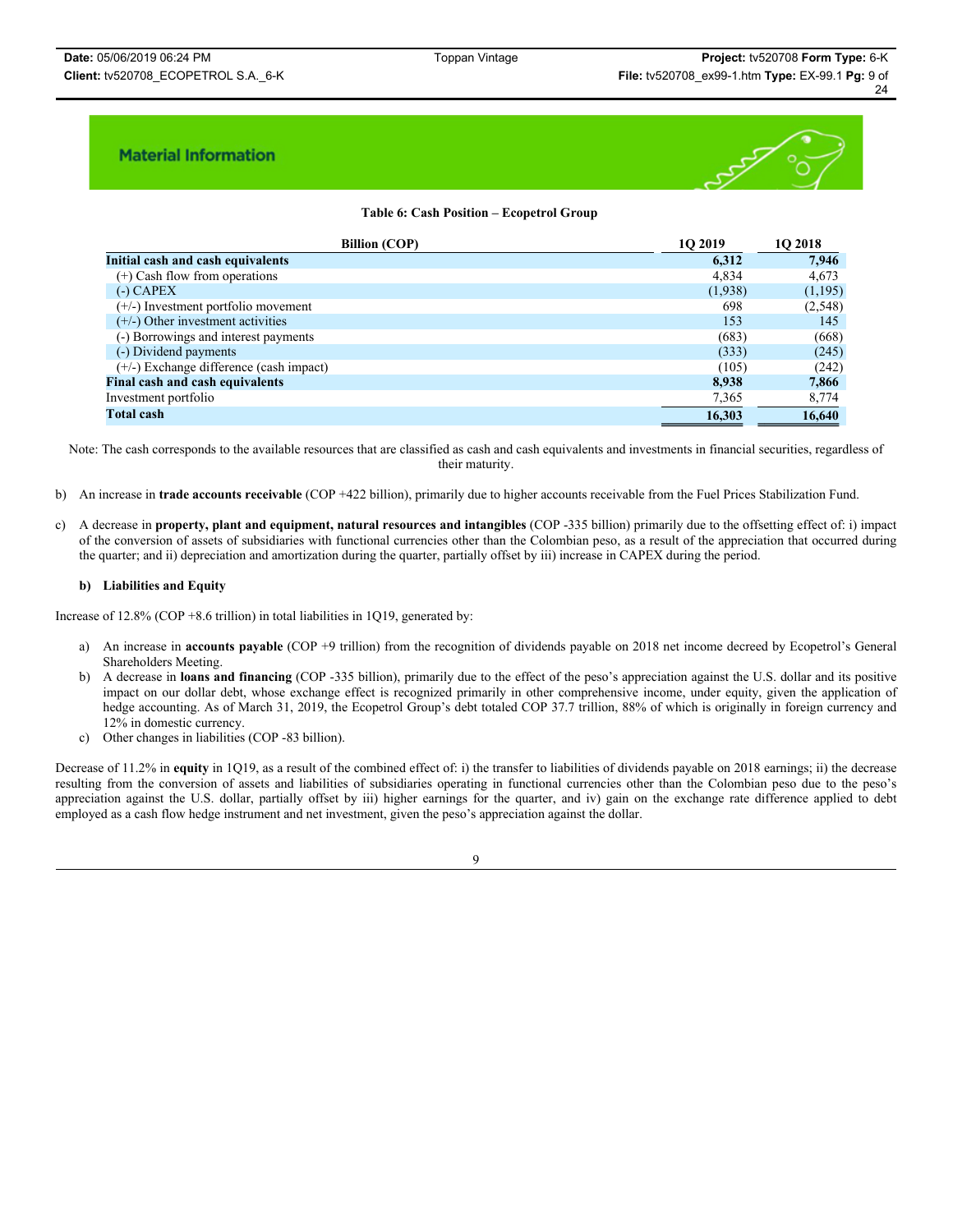## Material Information

**Table 6: Cash Position – Ecopetrol Group**

| Billion (COP) | 1Q 2019 | 1Q 2018 |
|---|---|---|
| **Initial cash and cash equivalents** | **6,312** | **7,946** |
| (+) Cash flow from operations | 4,834 | 4,673 |
| (-) CAPEX | (1,938) | (1,195) |
| (+/-) Investment portfolio movement | 698 | (2,548) |
| (+/-) Other investment activities | 153 | 145 |
| (-) Borrowings and interest payments | (683) | (668) |
| (-) Dividend payments | (333) | (245) |
| (+/-) Exchange difference (cash impact) | (105) | (242) |
| **Final cash and cash equivalents** | **8,938** | **7,866** |
| Investment portfolio | 7,365 | 8,774 |
| **Total cash** | **16,303** | **16,640** |

Note: The cash corresponds to the available resources that are classified as cash and cash equivalents and investments in financial securities, regardless of their maturity.

b) An increase in **trade accounts receivable** (COP +422 billion), primarily due to higher accounts receivable from the Fuel Prices Stabilization Fund.

c) A decrease in **property, plant and equipment, natural resources and intangibles** (COP -335 billion) primarily due to the offsetting effect of: i) impact of the conversion of assets of subsidiaries with functional currencies other than the Colombian peso, as a result of the appreciation that occurred during the quarter; and ii) depreciation and amortization during the quarter, partially offset by iii) increase in CAPEX during the period.

### b) Liabilities and Equity

Increase of 12.8% (COP +8.6 trillion) in total liabilities in 1Q19, generated by:

a) An increase in **accounts payable** (COP +9 trillion) from the recognition of dividends payable on 2018 net income decreed by Ecopetrol's General Shareholders Meeting.

b) A decrease in **loans and financing** (COP -335 billion), primarily due to the effect of the peso's appreciation against the U.S. dollar and its positive impact on our dollar debt, whose exchange effect is recognized primarily in other comprehensive income, under equity, given the application of hedge accounting. As of March 31, 2019, the Ecopetrol Group's debt totaled COP 37.7 trillion, 88% of which is originally in foreign currency and 12% in domestic currency.

c) Other changes in liabilities (COP -83 billion).

Decrease of 11.2% in **equity** in 1Q19, as a result of the combined effect of: i) the transfer to liabilities of dividends payable on 2018 earnings; ii) the decrease resulting from the conversion of assets and liabilities of subsidiaries operating in functional currencies other than the Colombian peso due to the peso's appreciation against the U.S. dollar, partially offset by iii) higher earnings for the quarter, and iv) gain on the exchange rate difference applied to debt employed as a cash flow hedge instrument and net investment, given the peso's appreciation against the dollar.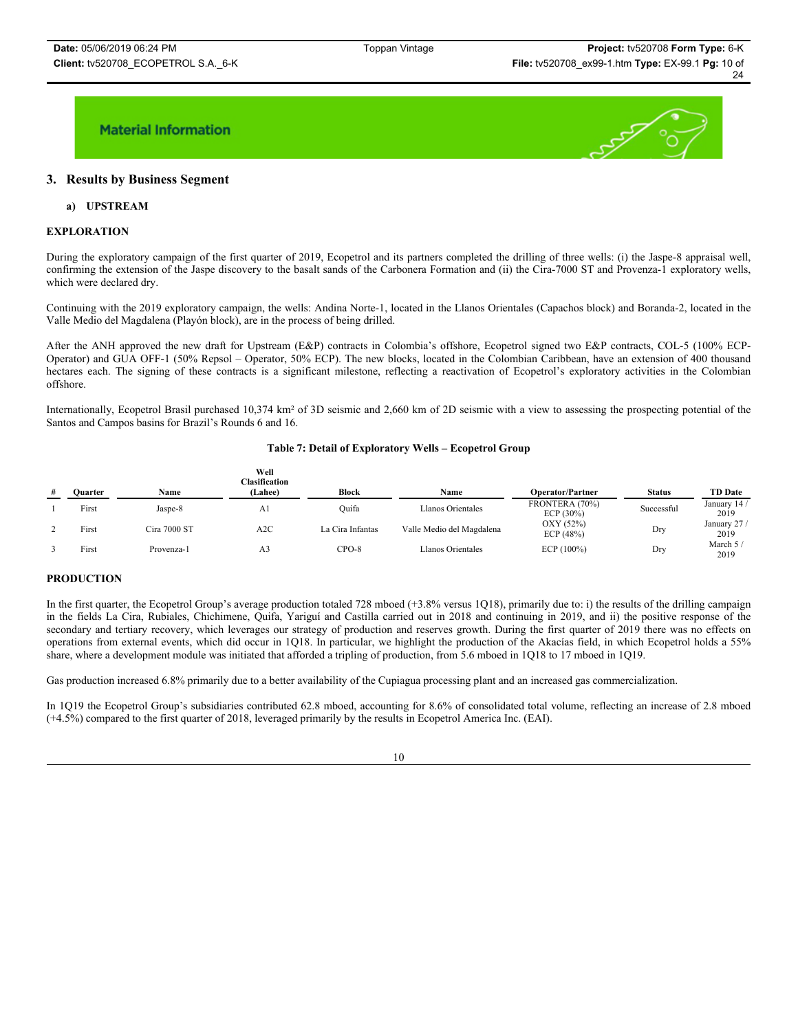## Material Information

## 3. Results by Business Segment

### a) UPSTREAM

### EXPLORATION

During the exploratory campaign of the first quarter of 2019, Ecopetrol and its partners completed the drilling of three wells: (i) the Jaspe-8 appraisal well, confirming the extension of the Jaspe discovery to the basalt sands of the Carbonera Formation and (ii) the Cira-7000 ST and Provenza-1 exploratory wells, which were declared dry.

Continuing with the 2019 exploratory campaign, the wells: Andina Norte-1, located in the Llanos Orientales (Capachos block) and Boranda-2, located in the Valle Medio del Magdalena (Playón block), are in the process of being drilled.

After the ANH approved the new draft for Upstream (E&P) contracts in Colombia's offshore, Ecopetrol signed two E&P contracts, COL-5 (100% ECP-Operator) and GUA OFF-1 (50% Repsol – Operator, 50% ECP). The new blocks, located in the Colombian Caribbean, have an extension of 400 thousand hectares each. The signing of these contracts is a significant milestone, reflecting a reactivation of Ecopetrol's exploratory activities in the Colombian offshore.

Internationally, Ecopetrol Brasil purchased 10,374 km² of 3D seismic and 2,660 km of 2D seismic with a view to assessing the prospecting potential of the Santos and Campos basins for Brazil's Rounds 6 and 16.

**Table 7: Detail of Exploratory Wells – Ecopetrol Group**

| # | Quarter | Name | Well Clasification (Lahee) | Block | Name | Operator/Partner | Status | TD Date |
|---|---|---|---|---|---|---|---|---|
| 1 | First | Jaspe-8 | A1 | Quifa | Llanos Orientales | FRONTERA (70%) ECP (30%) | Successful | January 14 / 2019 |
| 2 | First | Cira 7000 ST | A2C | La Cira Infantas | Valle Medio del Magdalena | OXY (52%) ECP (48%) | Dry | January 27 / 2019 |
| 3 | First | Provenza-1 | A3 | CPO-8 | Llanos Orientales | ECP (100%) | Dry | March 5 / 2019 |

### PRODUCTION

In the first quarter, the Ecopetrol Group's average production totaled 728 mboed (+3.8% versus 1Q18), primarily due to: i) the results of the drilling campaign in the fields La Cira, Rubiales, Chichimene, Quifa, Yariguí and Castilla carried out in 2018 and continuing in 2019, and ii) the positive response of the secondary and tertiary recovery, which leverages our strategy of production and reserves growth. During the first quarter of 2019 there was no effects on operations from external events, which did occur in 1Q18. In particular, we highlight the production of the Akacías field, in which Ecopetrol holds a 55% share, where a development module was initiated that afforded a tripling of production, from 5.6 mboed in 1Q18 to 17 mboed in 1Q19.

Gas production increased 6.8% primarily due to a better availability of the Cupiagua processing plant and an increased gas commercialization.

In 1Q19 the Ecopetrol Group's subsidiaries contributed 62.8 mboed, accounting for 8.6% of consolidated total volume, reflecting an increase of 2.8 mboed (+4.5%) compared to the first quarter of 2018, leveraged primarily by the results in Ecopetrol America Inc. (EAI).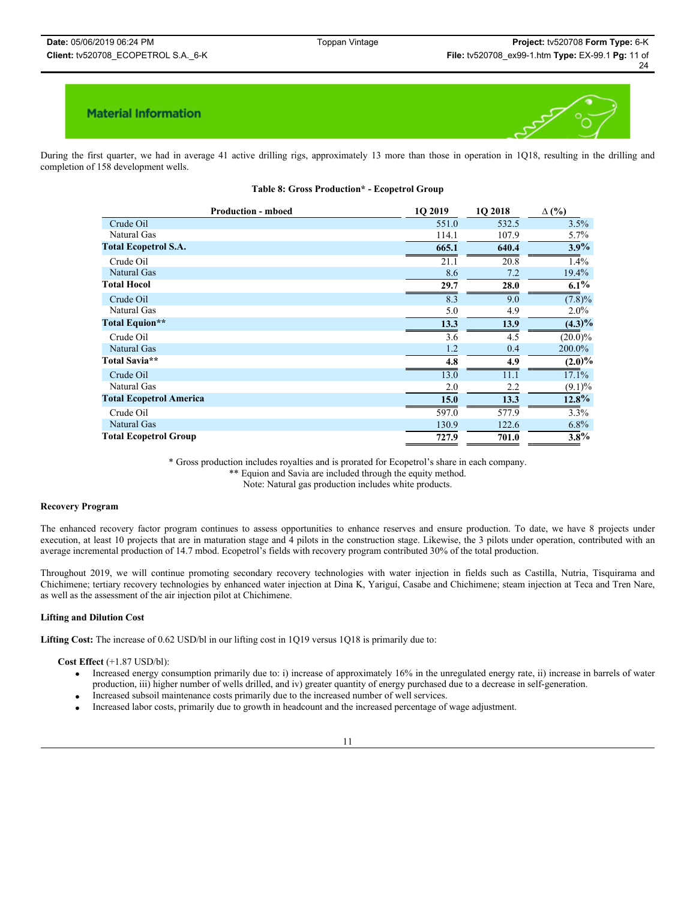## Material Information

During the first quarter, we had in average 41 active drilling rigs, approximately 13 more than those in operation in 1Q18, resulting in the drilling and completion of 158 development wells.

**Table 8: Gross Production* - Ecopetrol Group**

| Production - mboed | 1Q 2019 | 1Q 2018 | ∆ (%) |
|---|---|---|---|
| Crude Oil | 551.0 | 532.5 | 3.5% |
| Natural Gas | 114.1 | 107.9 | 5.7% |
| **Total Ecopetrol S.A.** | **665.1** | **640.4** | **3.9%** |
| Crude Oil | 21.1 | 20.8 | 1.4% |
| Natural Gas | 8.6 | 7.2 | 19.4% |
| **Total Hocol** | **29.7** | **28.0** | **6.1%** |
| Crude Oil | 8.3 | 9.0 | (7.8)% |
| Natural Gas | 5.0 | 4.9 | 2.0% |
| **Total Equion**** | **13.3** | **13.9** | **(4.3)%** |
| Crude Oil | 3.6 | 4.5 | (20.0)% |
| Natural Gas | 1.2 | 0.4 | 200.0% |
| **Total Savia**** | **4.8** | **4.9** | **(2.0)%** |
| Crude Oil | 13.0 | 11.1 | 17.1% |
| Natural Gas | 2.0 | 2.2 | (9.1)% |
| **Total Ecopetrol America** | **15.0** | **13.3** | **12.8%** |
| Crude Oil | 597.0 | 577.9 | 3.3% |
| Natural Gas | 130.9 | 122.6 | 6.8% |
| **Total Ecopetrol Group** | **727.9** | **701.0** | **3.8%** |

* Gross production includes royalties and is prorated for Ecopetrol's share in each company.
** Equion and Savia are included through the equity method.
Note: Natural gas production includes white products.

**Recovery Program**

The enhanced recovery factor program continues to assess opportunities to enhance reserves and ensure production. To date, we have 8 projects under execution, at least 10 projects that are in maturation stage and 4 pilots in the construction stage. Likewise, the 3 pilots under operation, contributed with an average incremental production of 14.7 mbod. Ecopetrol's fields with recovery program contributed 30% of the total production.

Throughout 2019, we will continue promoting secondary recovery technologies with water injection in fields such as Castilla, Nutria, Tisquirama and Chichimene; tertiary recovery technologies by enhanced water injection at Dina K, Yariguí, Casabe and Chichimene; steam injection at Teca and Tren Nare, as well as the assessment of the air injection pilot at Chichimene.

**Lifting and Dilution Cost**

**Lifting Cost:** The increase of 0.62 USD/bl in our lifting cost in 1Q19 versus 1Q18 is primarily due to:

**Cost Effect** (+1.87 USD/bl):

- Increased energy consumption primarily due to: i) increase of approximately 16% in the unregulated energy rate, ii) increase in barrels of water production, iii) higher number of wells drilled, and iv) greater quantity of energy purchased due to a decrease in self-generation.
- Increased subsoil maintenance costs primarily due to the increased number of well services.
- Increased labor costs, primarily due to growth in headcount and the increased percentage of wage adjustment.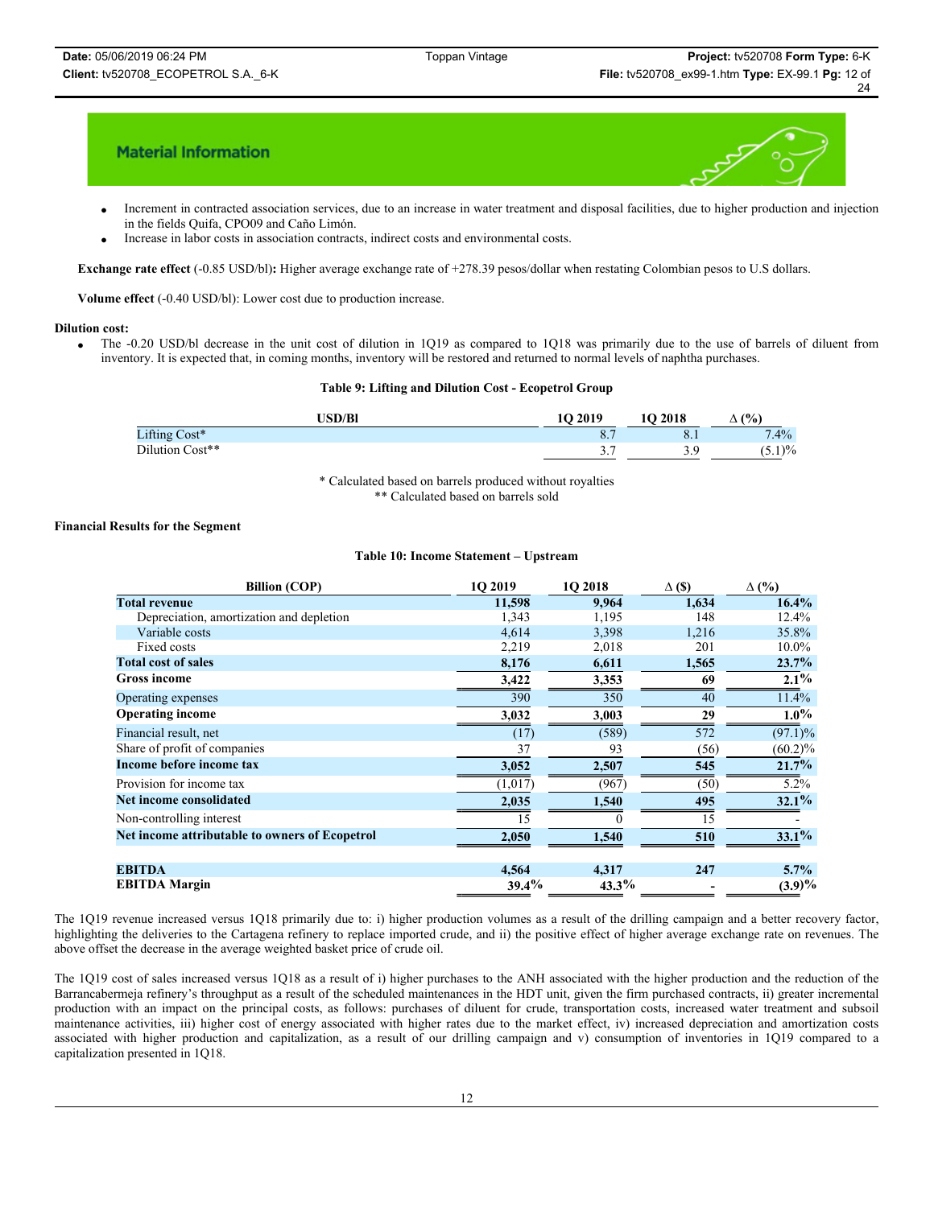## Material Information

- Increment in contracted association services, due to an increase in water treatment and disposal facilities, due to higher production and injection in the fields Quifa, CPO09 and Caño Limón.
- Increase in labor costs in association contracts, indirect costs and environmental costs.

**Exchange rate effect** (-0.85 USD/bl)**:** Higher average exchange rate of +278.39 pesos/dollar when restating Colombian pesos to U.S dollars.

**Volume effect** (-0.40 USD/bl): Lower cost due to production increase.

**Dilution cost:**

- The -0.20 USD/bl decrease in the unit cost of dilution in 1Q19 as compared to 1Q18 was primarily due to the use of barrels of diluent from inventory. It is expected that, in coming months, inventory will be restored and returned to normal levels of naphtha purchases.

**Table 9: Lifting and Dilution Cost - Ecopetrol Group**

| USD/Bl | 1Q 2019 | 1Q 2018 | ∆ (%) |
|---|---|---|---|
| Lifting Cost* | 8.7 | 8.1 | 7.4% |
| Dilution Cost** | 3.7 | 3.9 | (5.1)% |

\* Calculated based on barrels produced without royalties
\*\* Calculated based on barrels sold

**Financial Results for the Segment**

**Table 10: Income Statement – Upstream**

| Billion (COP) | 1Q 2019 | 1Q 2018 | ∆ ($) | ∆ (%) |
|---|---|---|---|---|
| **Total revenue** | **11,598** | **9,964** | **1,634** | **16.4%** |
| Depreciation, amortization and depletion | 1,343 | 1,195 | 148 | 12.4% |
| Variable costs | 4,614 | 3,398 | 1,216 | 35.8% |
| Fixed costs | 2,219 | 2,018 | 201 | 10.0% |
| **Total cost of sales** | **8,176** | **6,611** | **1,565** | **23.7%** |
| **Gross income** | **3,422** | **3,353** | **69** | **2.1%** |
| Operating expenses | 390 | 350 | 40 | 11.4% |
| **Operating income** | **3,032** | **3,003** | **29** | **1.0%** |
| Financial result, net | (17) | (589) | 572 | (97.1)% |
| Share of profit of companies | 37 | 93 | (56) | (60.2)% |
| **Income before income tax** | **3,052** | **2,507** | **545** | **21.7%** |
| Provision for income tax | (1,017) | (967) | (50) | 5.2% |
| **Net income consolidated** | **2,035** | **1,540** | **495** | **32.1%** |
| Non-controlling interest | 15 | 0 | 15 | - |
| **Net income attributable to owners of Ecopetrol** | **2,050** | **1,540** | **510** | **33.1%** |
| | | | | |
| **EBITDA** | **4,564** | **4,317** | **247** | **5.7%** |
| **EBITDA Margin** | **39.4%** | **43.3%** | **-** | **(3.9)%** |

The 1Q19 revenue increased versus 1Q18 primarily due to: i) higher production volumes as a result of the drilling campaign and a better recovery factor, highlighting the deliveries to the Cartagena refinery to replace imported crude, and ii) the positive effect of higher average exchange rate on revenues. The above offset the decrease in the average weighted basket price of crude oil.

The 1Q19 cost of sales increased versus 1Q18 as a result of i) higher purchases to the ANH associated with the higher production and the reduction of the Barrancabermeja refinery's throughput as a result of the scheduled maintenances in the HDT unit, given the firm purchased contracts, ii) greater incremental production with an impact on the principal costs, as follows: purchases of diluent for crude, transportation costs, increased water treatment and subsoil maintenance activities, iii) higher cost of energy associated with higher rates due to the market effect, iv) increased depreciation and amortization costs associated with higher production and capitalization, as a result of our drilling campaign and v) consumption of inventories in 1Q19 compared to a capitalization presented in 1Q18.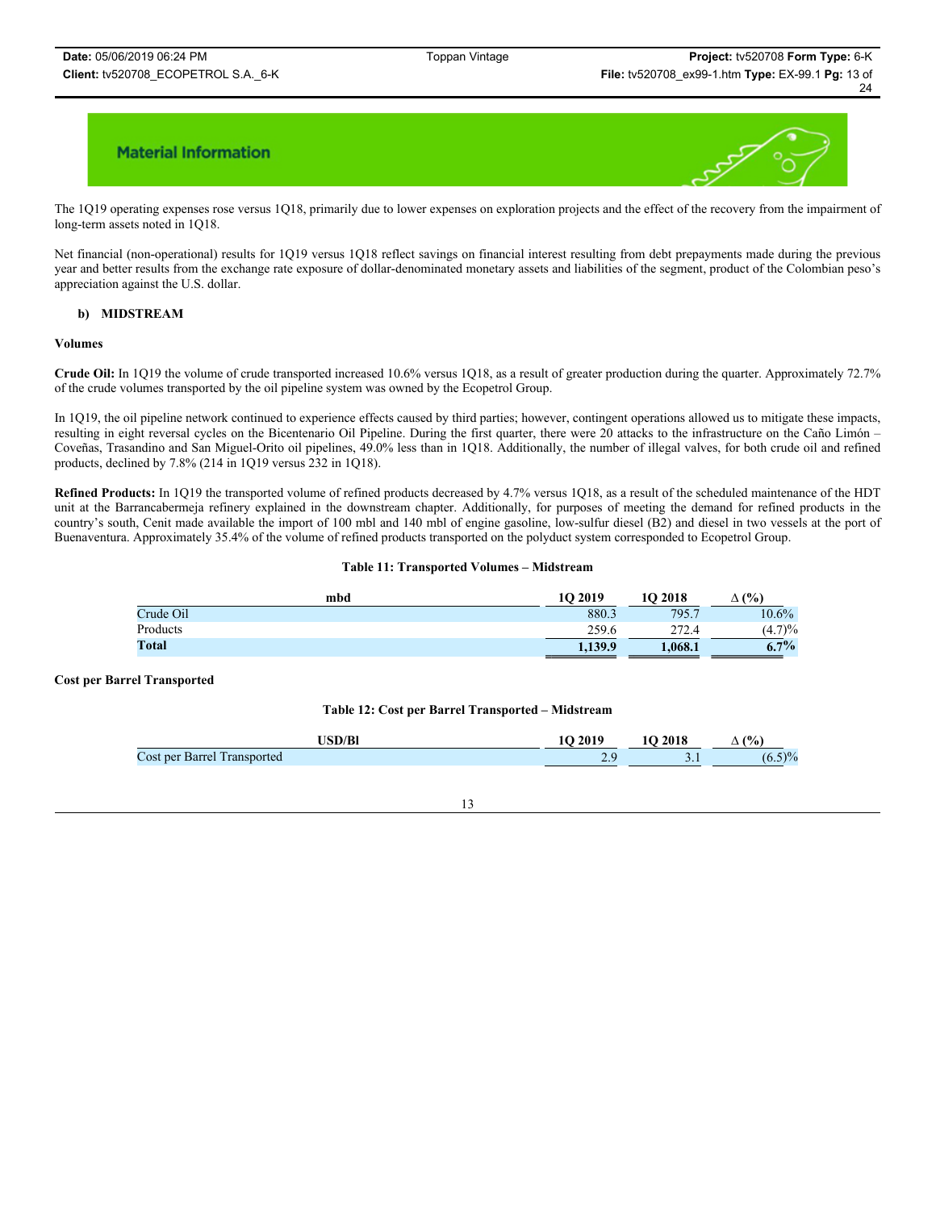The 1Q19 operating expenses rose versus 1Q18, primarily due to lower expenses on exploration projects and the effect of the recovery from the impairment of long-term assets noted in 1Q18.

Net financial (non-operational) results for 1Q19 versus 1Q18 reflect savings on financial interest resulting from debt prepayments made during the previous year and better results from the exchange rate exposure of dollar-denominated monetary assets and liabilities of the segment, product of the Colombian peso's appreciation against the U.S. dollar.

### b) MIDSTREAM

**Volumes**

**Crude Oil:** In 1Q19 the volume of crude transported increased 10.6% versus 1Q18, as a result of greater production during the quarter. Approximately 72.7% of the crude volumes transported by the oil pipeline system was owned by the Ecopetrol Group.

In 1Q19, the oil pipeline network continued to experience effects caused by third parties; however, contingent operations allowed us to mitigate these impacts, resulting in eight reversal cycles on the Bicentenario Oil Pipeline. During the first quarter, there were 20 attacks to the infrastructure on the Caño Limón – Coveñas, Trasandino and San Miguel-Orito oil pipelines, 49.0% less than in 1Q18. Additionally, the number of illegal valves, for both crude oil and refined products, declined by 7.8% (214 in 1Q19 versus 232 in 1Q18).

**Refined Products:** In 1Q19 the transported volume of refined products decreased by 4.7% versus 1Q18, as a result of the scheduled maintenance of the HDT unit at the Barrancabermeja refinery explained in the downstream chapter. Additionally, for purposes of meeting the demand for refined products in the country's south, Cenit made available the import of 100 mbl and 140 mbl of engine gasoline, low-sulfur diesel (B2) and diesel in two vessels at the port of Buenaventura. Approximately 35.4% of the volume of refined products transported on the polyduct system corresponded to Ecopetrol Group.

**Table 11: Transported Volumes – Midstream**

| mbd | 1Q 2019 | 1Q 2018 | Δ (%) |
|---|---|---|---|
| Crude Oil | 880.3 | 795.7 | 10.6% |
| Products | 259.6 | 272.4 | (4.7)% |
| **Total** | **1,139.9** | **1,068.1** | **6.7%** |

**Cost per Barrel Transported**

**Table 12: Cost per Barrel Transported – Midstream**

| USD/Bl | 1Q 2019 | 1Q 2018 | Δ (%) |
|---|---|---|---|
| Cost per Barrel Transported | 2.9 | 3.1 | (6.5)% |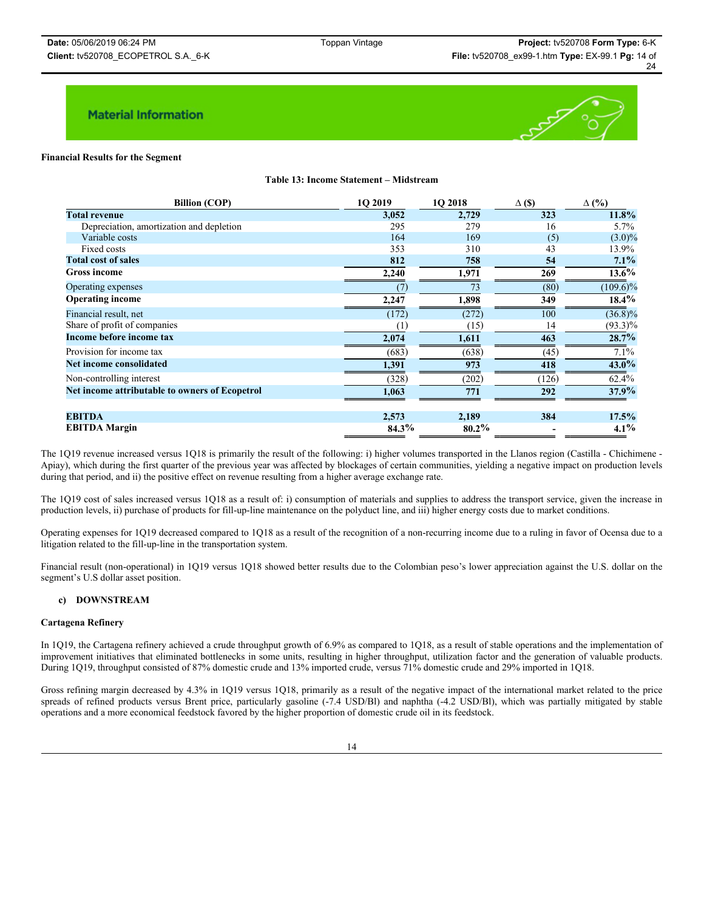## Material Information

**Financial Results for the Segment**

**Table 13: Income Statement – Midstream**

| Billion (COP) | 1Q 2019 | 1Q 2018 | Δ ($) | Δ (%) |
|---|---|---|---|---|
| **Total revenue** | **3,052** | **2,729** | **323** | **11.8%** |
| Depreciation, amortization and depletion | 295 | 279 | 16 | 5.7% |
| Variable costs | 164 | 169 | (5) | (3.0)% |
| Fixed costs | 353 | 310 | 43 | 13.9% |
| **Total cost of sales** | **812** | **758** | **54** | **7.1%** |
| **Gross income** | **2,240** | **1,971** | **269** | **13.6%** |
| Operating expenses | (7) | 73 | (80) | (109.6)% |
| **Operating income** | **2,247** | **1,898** | **349** | **18.4%** |
| Financial result, net | (172) | (272) | 100 | (36.8)% |
| Share of profit of companies | (1) | (15) | 14 | (93.3)% |
| **Income before income tax** | **2,074** | **1,611** | **463** | **28.7%** |
| Provision for income tax | (683) | (638) | (45) | 7.1% |
| **Net income consolidated** | **1,391** | **973** | **418** | **43.0%** |
| Non-controlling interest | (328) | (202) | (126) | 62.4% |
| **Net income attributable to owners of Ecopetrol** | **1,063** | **771** | **292** | **37.9%** |
| | | | | |
| **EBITDA** | **2,573** | **2,189** | **384** | **17.5%** |
| **EBITDA Margin** | **84.3%** | **80.2%** | **-** | **4.1%** |

The 1Q19 revenue increased versus 1Q18 is primarily the result of the following: i) higher volumes transported in the Llanos region (Castilla - Chichimene - Apiay), which during the first quarter of the previous year was affected by blockages of certain communities, yielding a negative impact on production levels during that period, and ii) the positive effect on revenue resulting from a higher average exchange rate.

The 1Q19 cost of sales increased versus 1Q18 as a result of: i) consumption of materials and supplies to address the transport service, given the increase in production levels, ii) purchase of products for fill-up-line maintenance on the polyduct line, and iii) higher energy costs due to market conditions.

Operating expenses for 1Q19 decreased compared to 1Q18 as a result of the recognition of a non-recurring income due to a ruling in favor of Ocensa due to a litigation related to the fill-up-line in the transportation system.

Financial result (non-operational) in 1Q19 versus 1Q18 showed better results due to the Colombian peso's lower appreciation against the U.S. dollar on the segment's U.S dollar asset position.

### c) DOWNSTREAM

**Cartagena Refinery**

In 1Q19, the Cartagena refinery achieved a crude throughput growth of 6.9% as compared to 1Q18, as a result of stable operations and the implementation of improvement initiatives that eliminated bottlenecks in some units, resulting in higher throughput, utilization factor and the generation of valuable products. During 1Q19, throughput consisted of 87% domestic crude and 13% imported crude, versus 71% domestic crude and 29% imported in 1Q18.

Gross refining margin decreased by 4.3% in 1Q19 versus 1Q18, primarily as a result of the negative impact of the international market related to the price spreads of refined products versus Brent price, particularly gasoline (-7.4 USD/Bl) and naphtha (-4.2 USD/Bl), which was partially mitigated by stable operations and a more economical feedstock favored by the higher proportion of domestic crude oil in its feedstock.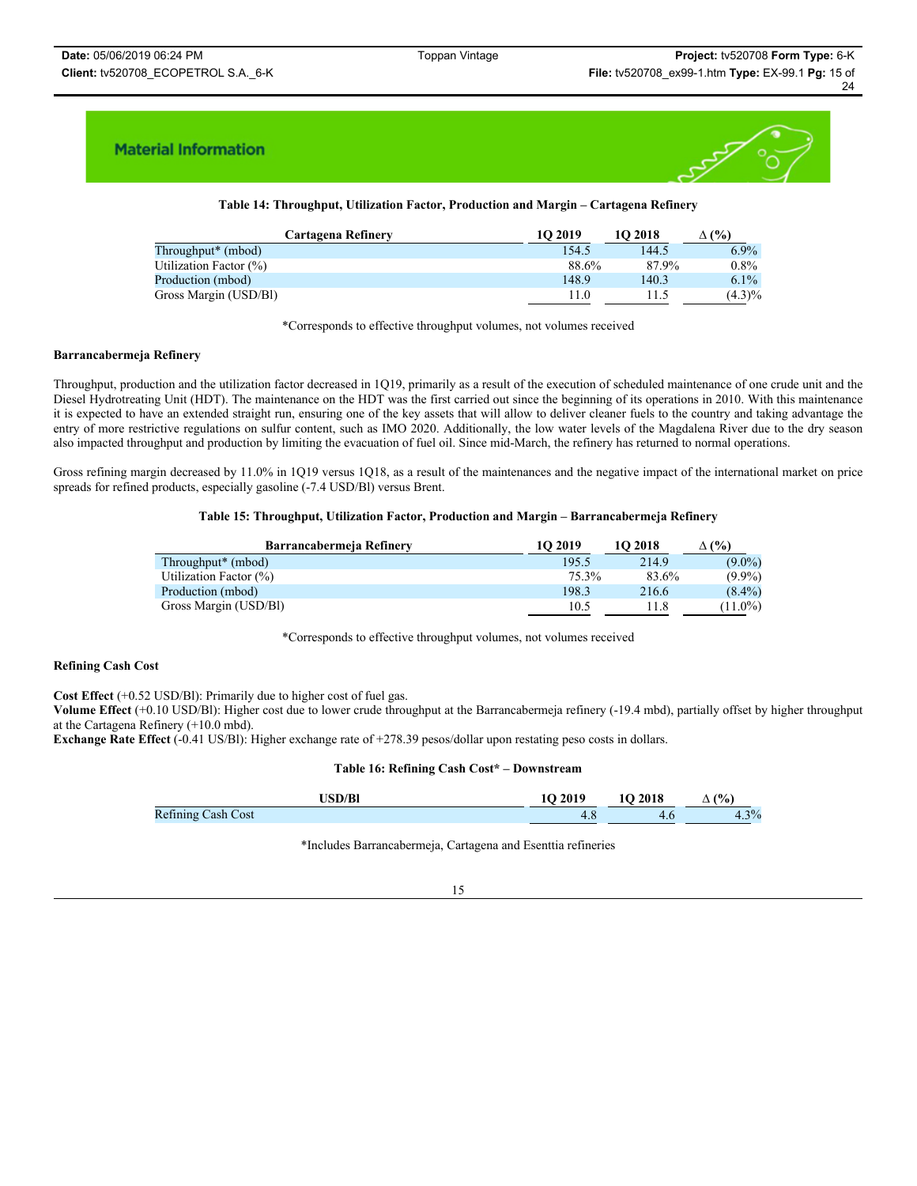## Material Information

**Table 14: Throughput, Utilization Factor, Production and Margin – Cartagena Refinery**

| Cartagena Refinery | 1Q 2019 | 1Q 2018 | Δ (%) |
|---|---|---|---|
| Throughput* (mbod) | 154.5 | 144.5 | 6.9% |
| Utilization Factor (%) | 88.6% | 87.9% | 0.8% |
| Production (mbod) | 148.9 | 140.3 | 6.1% |
| Gross Margin (USD/Bl) | 11.0 | 11.5 | (4.3)% |

*Corresponds to effective throughput volumes, not volumes received

**Barrancabermeja Refinery**

Throughput, production and the utilization factor decreased in 1Q19, primarily as a result of the execution of scheduled maintenance of one crude unit and the Diesel Hydrotreating Unit (HDT). The maintenance on the HDT was the first carried out since the beginning of its operations in 2010. With this maintenance it is expected to have an extended straight run, ensuring one of the key assets that will allow to deliver cleaner fuels to the country and taking advantage the entry of more restrictive regulations on sulfur content, such as IMO 2020. Additionally, the low water levels of the Magdalena River due to the dry season also impacted throughput and production by limiting the evacuation of fuel oil. Since mid-March, the refinery has returned to normal operations.

Gross refining margin decreased by 11.0% in 1Q19 versus 1Q18, as a result of the maintenances and the negative impact of the international market on price spreads for refined products, especially gasoline (-7.4 USD/Bl) versus Brent.

**Table 15: Throughput, Utilization Factor, Production and Margin – Barrancabermeja Refinery**

| Barrancabermeja Refinery | 1Q 2019 | 1Q 2018 | Δ (%) |
|---|---|---|---|
| Throughput* (mbod) | 195.5 | 214.9 | (9.0%) |
| Utilization Factor (%) | 75.3% | 83.6% | (9.9%) |
| Production (mbod) | 198.3 | 216.6 | (8.4%) |
| Gross Margin (USD/Bl) | 10.5 | 11.8 | (11.0%) |

*Corresponds to effective throughput volumes, not volumes received

**Refining Cash Cost**

**Cost Effect** (+0.52 USD/Bl): Primarily due to higher cost of fuel gas.
**Volume Effect** (+0.10 USD/Bl): Higher cost due to lower crude throughput at the Barrancabermeja refinery (-19.4 mbd), partially offset by higher throughput at the Cartagena Refinery (+10.0 mbd).
**Exchange Rate Effect** (-0.41 US/Bl): Higher exchange rate of +278.39 pesos/dollar upon restating peso costs in dollars.

**Table 16: Refining Cash Cost* – Downstream**

| USD/Bl | 1Q 2019 | 1Q 2018 | Δ (%) |
|---|---|---|---|
| Refining Cash Cost | 4.8 | 4.6 | 4.3% |

*Includes Barrancabermeja, Cartagena and Esenttia refineries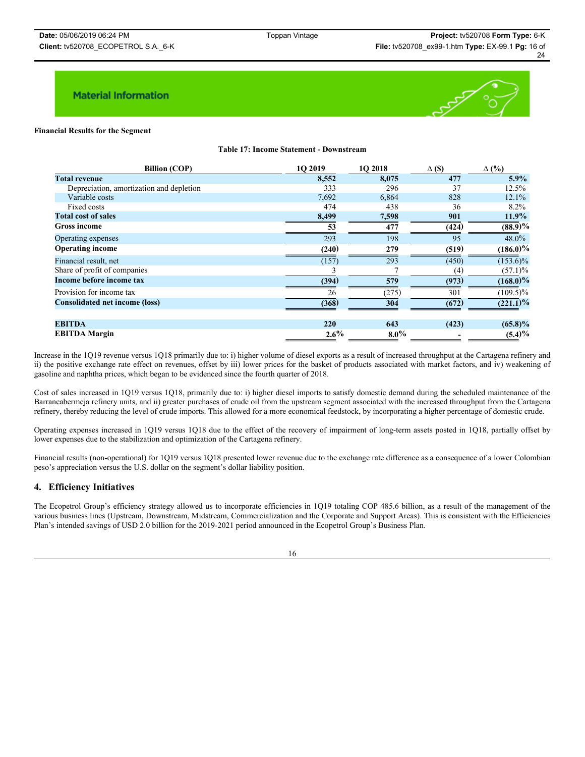**Material Information**

**Financial Results for the Segment**

**Table 17: Income Statement - Downstream**

| Billion (COP) | 1Q 2019 | 1Q 2018 | Δ ($) | Δ (%) |
|---|---|---|---|---|
| **Total revenue** | **8,552** | **8,075** | **477** | **5.9%** |
| Depreciation, amortization and depletion | 333 | 296 | 37 | 12.5% |
| Variable costs | 7,692 | 6,864 | 828 | 12.1% |
| Fixed costs | 474 | 438 | 36 | 8.2% |
| **Total cost of sales** | **8,499** | **7,598** | **901** | **11.9%** |
| **Gross income** | **53** | **477** | **(424)** | **(88.9)%** |
| Operating expenses | 293 | 198 | 95 | 48.0% |
| **Operating income** | **(240)** | **279** | **(519)** | **(186.0)%** |
| Financial result, net | (157) | 293 | (450) | (153.6)% |
| Share of profit of companies | 3 | 7 | (4) | (57.1)% |
| **Income before income tax** | **(394)** | **579** | **(973)** | **(168.0)%** |
| Provision for income tax | 26 | (275) | 301 | (109.5)% |
| **Consolidated net income (loss)** | **(368)** | **304** | **(672)** | **(221.1)%** |
| | | | | |
| **EBITDA** | **220** | **643** | **(423)** | **(65.8)%** |
| **EBITDA Margin** | **2.6%** | **8.0%** | **-** | **(5.4)%** |

Increase in the 1Q19 revenue versus 1Q18 primarily due to: i) higher volume of diesel exports as a result of increased throughput at the Cartagena refinery and ii) the positive exchange rate effect on revenues, offset by iii) lower prices for the basket of products associated with market factors, and iv) weakening of gasoline and naphtha prices, which began to be evidenced since the fourth quarter of 2018.

Cost of sales increased in 1Q19 versus 1Q18, primarily due to: i) higher diesel imports to satisfy domestic demand during the scheduled maintenance of the Barrancabermeja refinery units, and ii) greater purchases of crude oil from the upstream segment associated with the increased throughput from the Cartagena refinery, thereby reducing the level of crude imports. This allowed for a more economical feedstock, by incorporating a higher percentage of domestic crude.

Operating expenses increased in 1Q19 versus 1Q18 due to the effect of the recovery of impairment of long-term assets posted in 1Q18, partially offset by lower expenses due to the stabilization and optimization of the Cartagena refinery.

Financial results (non-operational) for 1Q19 versus 1Q18 presented lower revenue due to the exchange rate difference as a consequence of a lower Colombian peso's appreciation versus the U.S. dollar on the segment's dollar liability position.

## 4. Efficiency Initiatives

The Ecopetrol Group's efficiency strategy allowed us to incorporate efficiencies in 1Q19 totaling COP 485.6 billion, as a result of the management of the various business lines (Upstream, Downstream, Midstream, Commercialization and the Corporate and Support Areas). This is consistent with the Efficiencies Plan's intended savings of USD 2.0 billion for the 2019-2021 period announced in the Ecopetrol Group's Business Plan.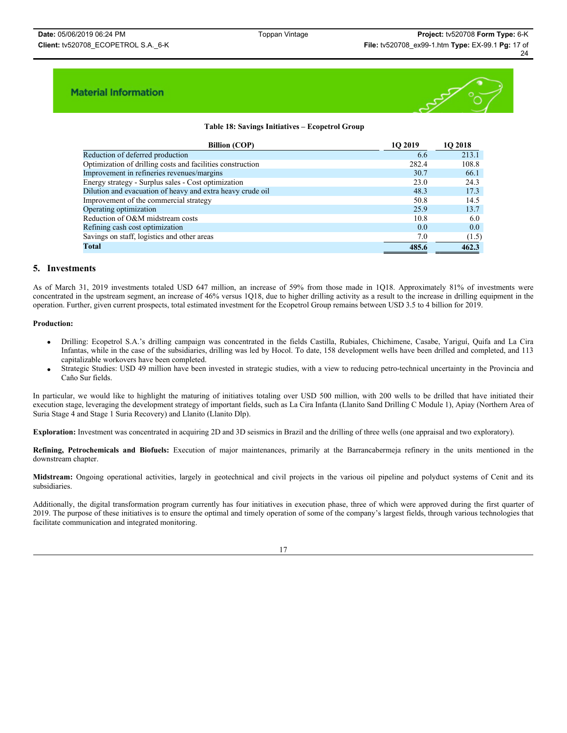Material Information

**Table 18: Savings Initiatives – Ecopetrol Group**

| Billion (COP) | 1Q 2019 | 1Q 2018 |
|---|---|---|
| Reduction of deferred production | 6.6 | 213.1 |
| Optimization of drilling costs and facilities construction | 282.4 | 108.8 |
| Improvement in refineries revenues/margins | 30.7 | 66.1 |
| Energy strategy - Surplus sales - Cost optimization | 23.0 | 24.3 |
| Dilution and evacuation of heavy and extra heavy crude oil | 48.3 | 17.3 |
| Improvement of the commercial strategy | 50.8 | 14.5 |
| Operating optimization | 25.9 | 13.7 |
| Reduction of O&M midstream costs | 10.8 | 6.0 |
| Refining cash cost optimization | 0.0 | 0.0 |
| Savings on staff, logistics and other areas | 7.0 | (1.5) |
| **Total** | **485.6** | **462.3** |

## 5. Investments

As of March 31, 2019 investments totaled USD 647 million, an increase of 59% from those made in 1Q18. Approximately 81% of investments were concentrated in the upstream segment, an increase of 46% versus 1Q18, due to higher drilling activity as a result to the increase in drilling equipment in the operation. Further, given current prospects, total estimated investment for the Ecopetrol Group remains between USD 3.5 to 4 billion for 2019.

**Production:**

- Drilling: Ecopetrol S.A.'s drilling campaign was concentrated in the fields Castilla, Rubiales, Chichimene, Casabe, Yariguí, Quifa and La Cira Infantas, while in the case of the subsidiaries, drilling was led by Hocol. To date, 158 development wells have been drilled and completed, and 113 capitalizable workovers have been completed.
- Strategic Studies: USD 49 million have been invested in strategic studies, with a view to reducing petro-technical uncertainty in the Provincia and Caño Sur fields.

In particular, we would like to highlight the maturing of initiatives totaling over USD 500 million, with 200 wells to be drilled that have initiated their execution stage, leveraging the development strategy of important fields, such as La Cira Infanta (Llanito Sand Drilling C Module 1), Apiay (Northern Area of Suria Stage 4 and Stage 1 Suria Recovery) and Llanito (Llanito Dlp).

**Exploration:** Investment was concentrated in acquiring 2D and 3D seismics in Brazil and the drilling of three wells (one appraisal and two exploratory).

**Refining, Petrochemicals and Biofuels:** Execution of major maintenances, primarily at the Barrancabermeja refinery in the units mentioned in the downstream chapter.

**Midstream:** Ongoing operational activities, largely in geotechnical and civil projects in the various oil pipeline and polyduct systems of Cenit and its subsidiaries.

Additionally, the digital transformation program currently has four initiatives in execution phase, three of which were approved during the first quarter of 2019. The purpose of these initiatives is to ensure the optimal and timely operation of some of the company's largest fields, through various technologies that facilitate communication and integrated monitoring.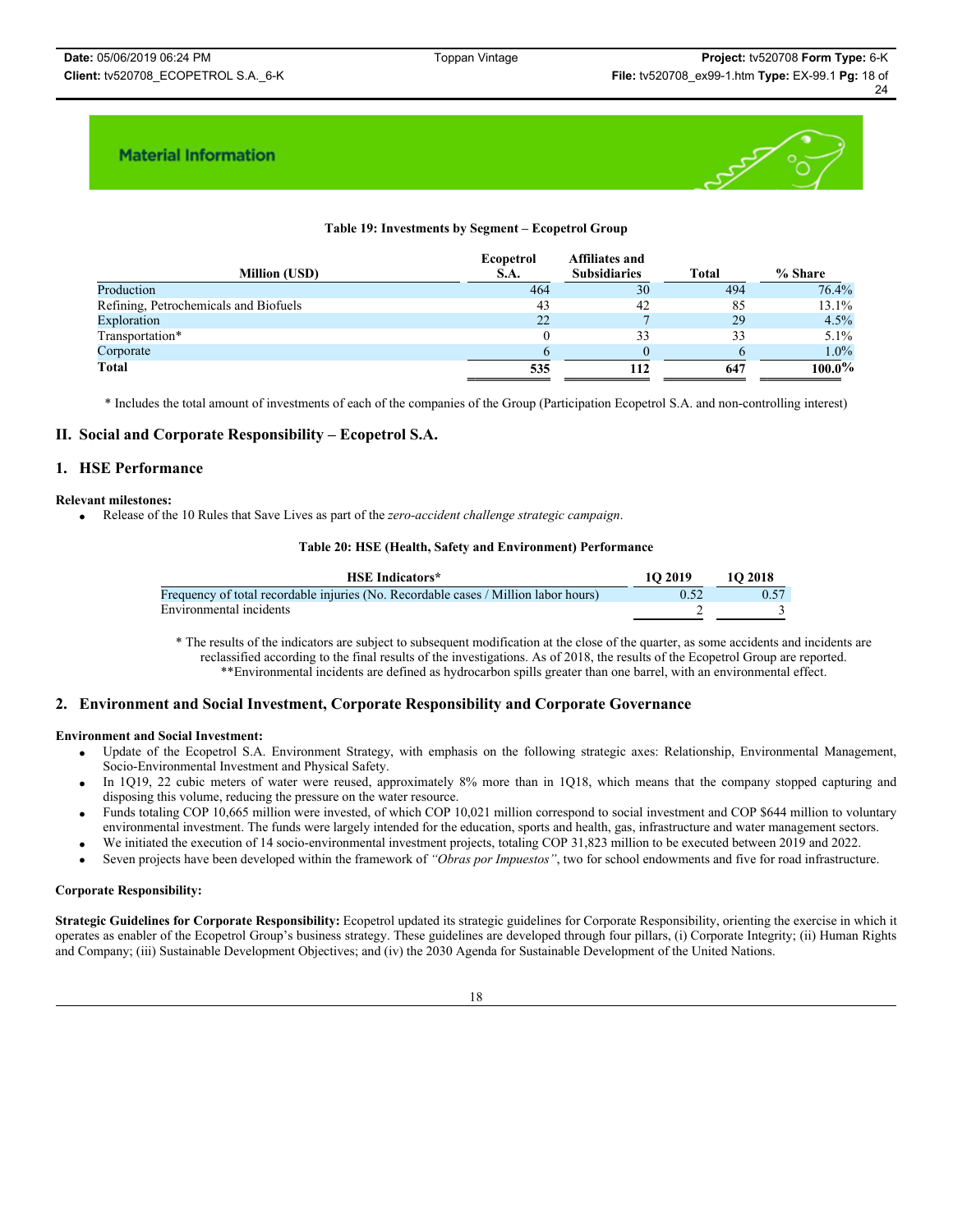**Material Information**

**Table 19: Investments by Segment – Ecopetrol Group**

| Million (USD) | Ecopetrol S.A. | Affiliates and Subsidiaries | Total | % Share |
|---|---|---|---|---|
| Production | 464 | 30 | 494 | 76.4% |
| Refining, Petrochemicals and Biofuels | 43 | 42 | 85 | 13.1% |
| Exploration | 22 | 7 | 29 | 4.5% |
| Transportation* | 0 | 33 | 33 | 5.1% |
| Corporate | 6 | 0 | 6 | 1.0% |
| **Total** | **535** | **112** | **647** | **100.0%** |

\* Includes the total amount of investments of each of the companies of the Group (Participation Ecopetrol S.A. and non-controlling interest)

## II. Social and Corporate Responsibility – Ecopetrol S.A.

### 1. HSE Performance

**Relevant milestones:**

- Release of the 10 Rules that Save Lives as part of the *zero-accident challenge strategic campaign*.

**Table 20: HSE (Health, Safety and Environment) Performance**

| HSE Indicators* | 1Q 2019 | 1Q 2018 |
|---|---|---|
| Frequency of total recordable injuries (No. Recordable cases / Million labor hours) | 0.52 | 0.57 |
| Environmental incidents | 2 | 3 |

\* The results of the indicators are subject to subsequent modification at the close of the quarter, as some accidents and incidents are reclassified according to the final results of the investigations. As of 2018, the results of the Ecopetrol Group are reported.
\*\*Environmental incidents are defined as hydrocarbon spills greater than one barrel, with an environmental effect.

### 2. Environment and Social Investment, Corporate Responsibility and Corporate Governance

**Environment and Social Investment:**

- Update of the Ecopetrol S.A. Environment Strategy, with emphasis on the following strategic axes: Relationship, Environmental Management, Socio-Environmental Investment and Physical Safety.
- In 1Q19, 22 cubic meters of water were reused, approximately 8% more than in 1Q18, which means that the company stopped capturing and disposing this volume, reducing the pressure on the water resource.
- Funds totaling COP 10,665 million were invested, of which COP 10,021 million correspond to social investment and COP $644 million to voluntary environmental investment. The funds were largely intended for the education, sports and health, gas, infrastructure and water management sectors.
- We initiated the execution of 14 socio-environmental investment projects, totaling COP 31,823 million to be executed between 2019 and 2022.
- Seven projects have been developed within the framework of *"Obras por Impuestos"*, two for school endowments and five for road infrastructure.

**Corporate Responsibility:**

**Strategic Guidelines for Corporate Responsibility:** Ecopetrol updated its strategic guidelines for Corporate Responsibility, orienting the exercise in which it operates as enabler of the Ecopetrol Group's business strategy. These guidelines are developed through four pillars, (i) Corporate Integrity; (ii) Human Rights and Company; (iii) Sustainable Development Objectives; and (iv) the 2030 Agenda for Sustainable Development of the United Nations.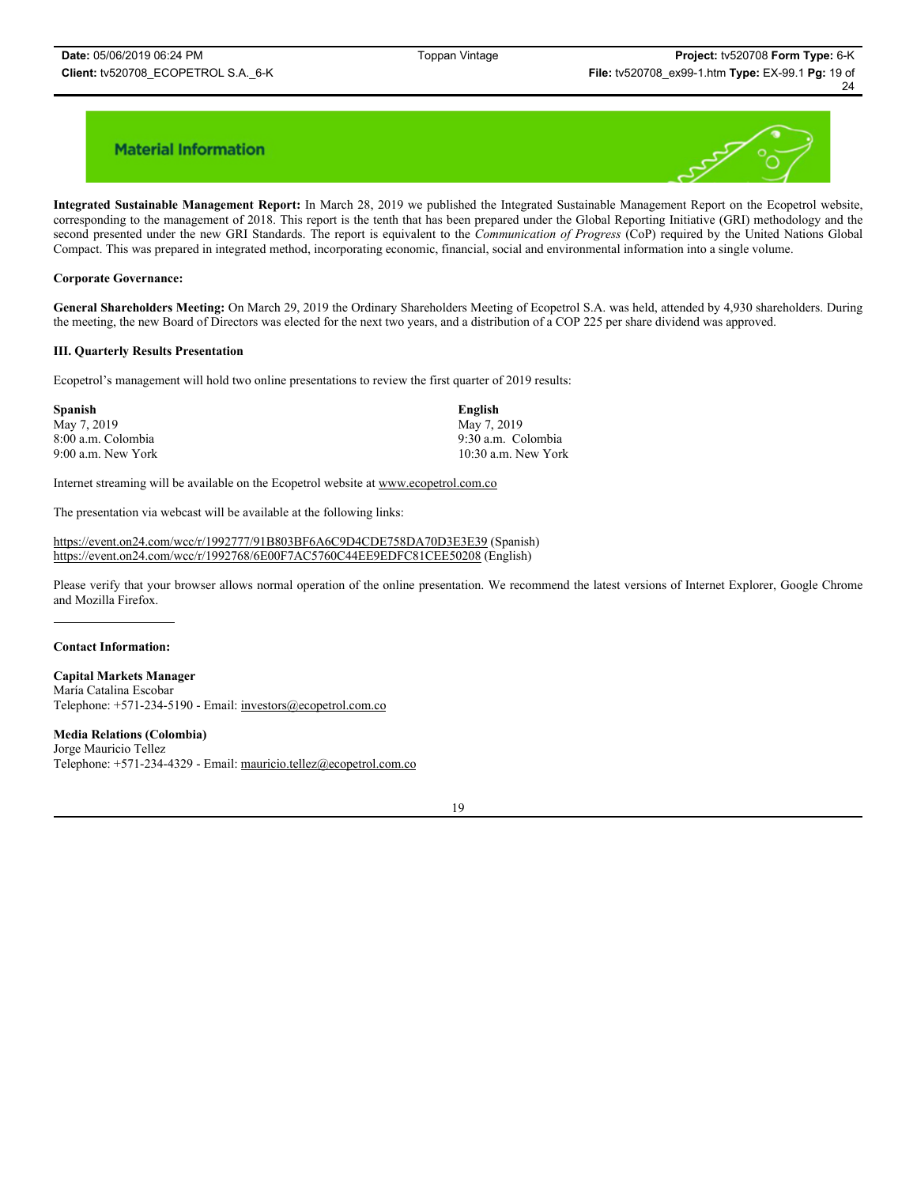## Material Information

**Integrated Sustainable Management Report:** In March 28, 2019 we published the Integrated Sustainable Management Report on the Ecopetrol website, corresponding to the management of 2018. This report is the tenth that has been prepared under the Global Reporting Initiative (GRI) methodology and the second presented under the new GRI Standards. The report is equivalent to the *Communication of Progress* (CoP) required by the United Nations Global Compact. This was prepared in integrated method, incorporating economic, financial, social and environmental information into a single volume.

**Corporate Governance:**

**General Shareholders Meeting:** On March 29, 2019 the Ordinary Shareholders Meeting of Ecopetrol S.A. was held, attended by 4,930 shareholders. During the meeting, the new Board of Directors was elected for the next two years, and a distribution of a COP 225 per share dividend was approved.

### III. Quarterly Results Presentation

Ecopetrol's management will hold two online presentations to review the first quarter of 2019 results:

| **Spanish** | **English** |
|---|---|
| May 7, 2019 | May 7, 2019 |
| 8:00 a.m. Colombia | 9:30 a.m. Colombia |
| 9:00 a.m. New York | 10:30 a.m. New York |

Internet streaming will be available on the Ecopetrol website at www.ecopetrol.com.co

The presentation via webcast will be available at the following links:

https://event.on24.com/wcc/r/1992777/91B803BF6A6C9D4CDE758DA70D3E3E39 (Spanish)
https://event.on24.com/wcc/r/1992768/6E00F7AC5760C44EE9EDFC81CEE50208 (English)

Please verify that your browser allows normal operation of the online presentation. We recommend the latest versions of Internet Explorer, Google Chrome and Mozilla Firefox.

---

**Contact Information:**

**Capital Markets Manager**
María Catalina Escobar
Telephone: +571-234-5190 - Email: investors@ecopetrol.com.co

**Media Relations (Colombia)**
Jorge Mauricio Tellez
Telephone: +571-234-4329 - Email: mauricio.tellez@ecopetrol.com.co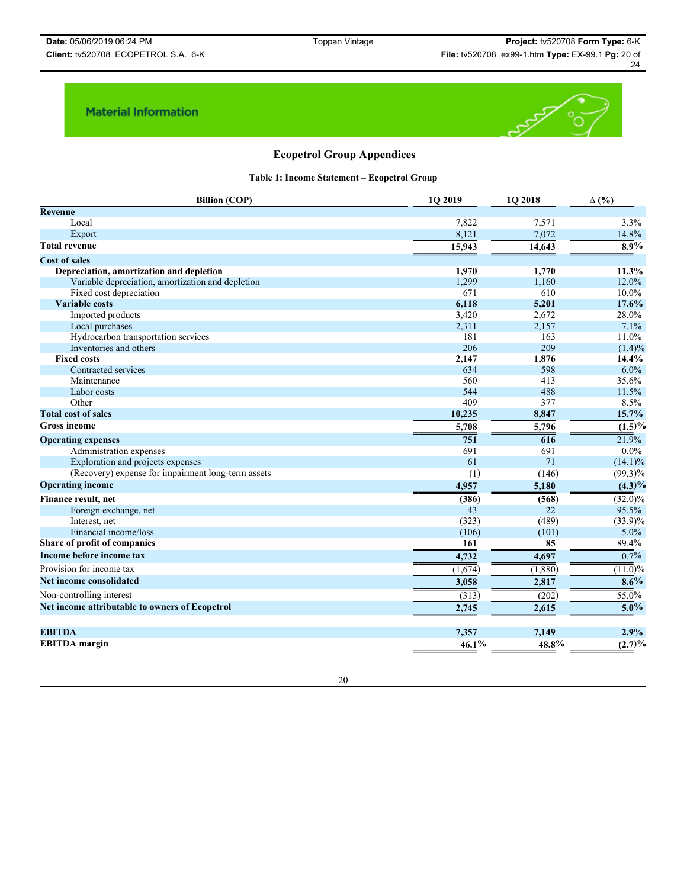Material Information

## Ecopetrol Group Appendices

### Table 1: Income Statement – Ecopetrol Group

| Billion (COP) | 1Q 2019 | 1Q 2018 | ∆ (%) |
|---|---|---|---|
| **Revenue** | | | |
| Local | 7,822 | 7,571 | 3.3% |
| Export | 8,121 | 7,072 | 14.8% |
| **Total revenue** | **15,943** | **14,643** | **8.9%** |
| **Cost of sales** | | | |
| **Depreciation, amortization and depletion** | **1,970** | **1,770** | **11.3%** |
| Variable depreciation, amortization and depletion | 1,299 | 1,160 | 12.0% |
| Fixed cost depreciation | 671 | 610 | 10.0% |
| **Variable costs** | **6,118** | **5,201** | **17.6%** |
| Imported products | 3,420 | 2,672 | 28.0% |
| Local purchases | 2,311 | 2,157 | 7.1% |
| Hydrocarbon transportation services | 181 | 163 | 11.0% |
| Inventories and others | 206 | 209 | (1.4)% |
| **Fixed costs** | **2,147** | **1,876** | **14.4%** |
| Contracted services | 634 | 598 | 6.0% |
| Maintenance | 560 | 413 | 35.6% |
| Labor costs | 544 | 488 | 11.5% |
| Other | 409 | 377 | 8.5% |
| **Total cost of sales** | **10,235** | **8,847** | **15.7%** |
| **Gross income** | **5,708** | **5,796** | **(1.5)%** |
| **Operating expenses** | **751** | **616** | 21.9% |
| Administration expenses | 691 | 691 | 0.0% |
| Exploration and projects expenses | 61 | 71 | (14.1)% |
| (Recovery) expense for impairment long-term assets | (1) | (146) | (99.3)% |
| **Operating income** | **4,957** | **5,180** | **(4.3)%** |
| **Finance result, net** | **(386)** | **(568)** | (32.0)% |
| Foreign exchange, net | 43 | 22 | 95.5% |
| Interest, net | (323) | (489) | (33.9)% |
| Financial income/loss | (106) | (101) | 5.0% |
| **Share of profit of companies** | **161** | **85** | 89.4% |
| **Income before income tax** | **4,732** | **4,697** | 0.7% |
| Provision for income tax | (1,674) | (1,880) | (11.0)% |
| **Net income consolidated** | **3,058** | **2,817** | **8.6%** |
| Non-controlling interest | (313) | (202) | 55.0% |
| **Net income attributable to owners of Ecopetrol** | **2,745** | **2,615** | **5.0%** |
| | | | |
| **EBITDA** | **7,357** | **7,149** | **2.9%** |
| **EBITDA margin** | **46.1%** | **48.8%** | **(2.7)%** |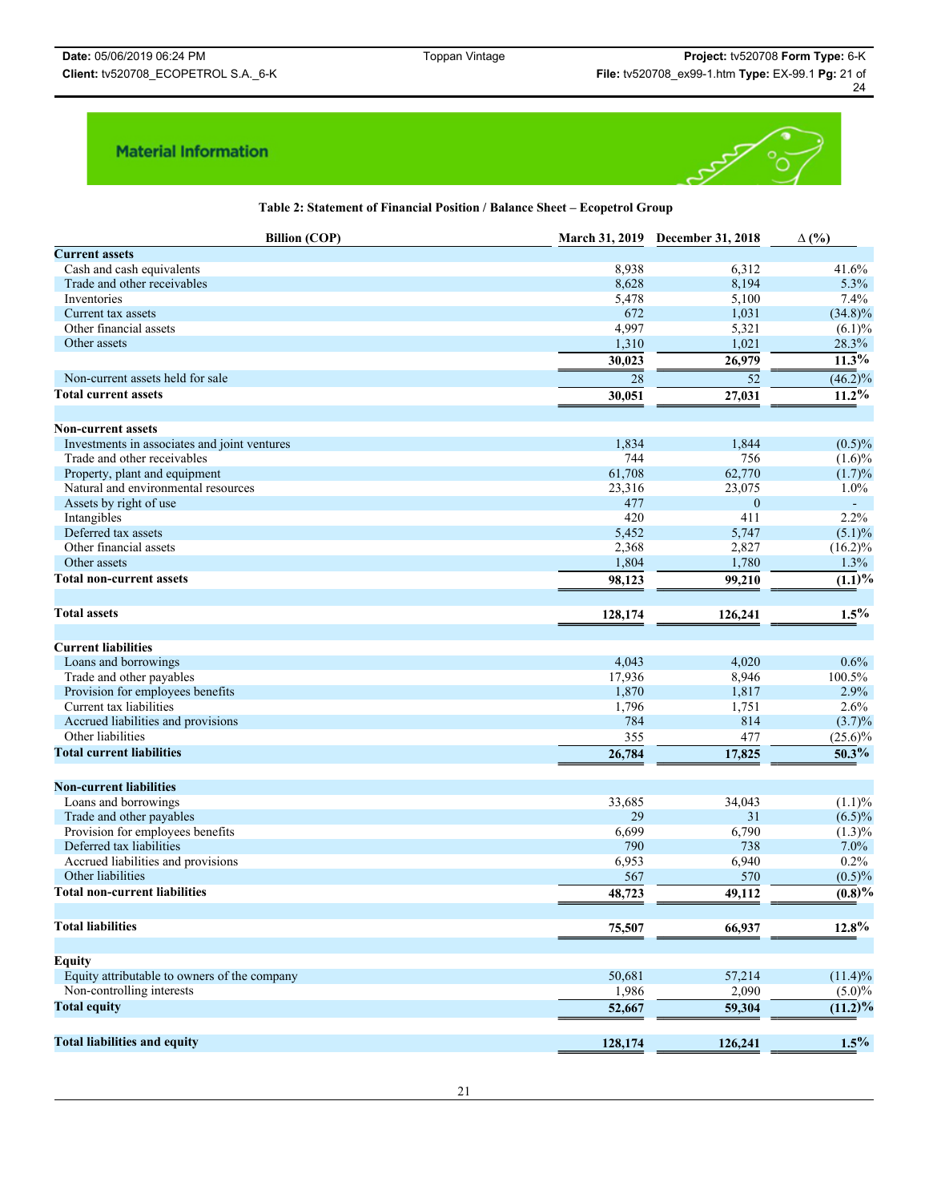## Material Information

**Table 2: Statement of Financial Position / Balance Sheet – Ecopetrol Group**

| Billion (COP) | March 31, 2019 | December 31, 2018 | ∆ (%) |
|---|---|---|---|
| **Current assets** | | | |
| Cash and cash equivalents | 8,938 | 6,312 | 41.6% |
| Trade and other receivables | 8,628 | 8,194 | 5.3% |
| Inventories | 5,478 | 5,100 | 7.4% |
| Current tax assets | 672 | 1,031 | (34.8)% |
| Other financial assets | 4,997 | 5,321 | (6.1)% |
| Other assets | 1,310 | 1,021 | 28.3% |
| | **30,023** | **26,979** | **11.3%** |
| Non-current assets held for sale | 28 | 52 | (46.2)% |
| **Total current assets** | **30,051** | **27,031** | **11.2%** |
| | | | |
| **Non-current assets** | | | |
| Investments in associates and joint ventures | 1,834 | 1,844 | (0.5)% |
| Trade and other receivables | 744 | 756 | (1.6)% |
| Property, plant and equipment | 61,708 | 62,770 | (1.7)% |
| Natural and environmental resources | 23,316 | 23,075 | 1.0% |
| Assets by right of use | 477 | 0 | - |
| Intangibles | 420 | 411 | 2.2% |
| Deferred tax assets | 5,452 | 5,747 | (5.1)% |
| Other financial assets | 2,368 | 2,827 | (16.2)% |
| Other assets | 1,804 | 1,780 | 1.3% |
| **Total non-current assets** | **98,123** | **99,210** | **(1.1)%** |
| | | | |
| **Total assets** | **128,174** | **126,241** | **1.5%** |
| | | | |
| **Current liabilities** | | | |
| Loans and borrowings | 4,043 | 4,020 | 0.6% |
| Trade and other payables | 17,936 | 8,946 | 100.5% |
| Provision for employees benefits | 1,870 | 1,817 | 2.9% |
| Current tax liabilities | 1,796 | 1,751 | 2.6% |
| Accrued liabilities and provisions | 784 | 814 | (3.7)% |
| Other liabilities | 355 | 477 | (25.6)% |
| **Total current liabilities** | **26,784** | **17,825** | **50.3%** |
| | | | |
| **Non-current liabilities** | | | |
| Loans and borrowings | 33,685 | 34,043 | (1.1)% |
| Trade and other payables | 29 | 31 | (6.5)% |
| Provision for employees benefits | 6,699 | 6,790 | (1.3)% |
| Deferred tax liabilities | 790 | 738 | 7.0% |
| Accrued liabilities and provisions | 6,953 | 6,940 | 0.2% |
| Other liabilities | 567 | 570 | (0.5)% |
| **Total non-current liabilities** | **48,723** | **49,112** | **(0.8)%** |
| | | | |
| **Total liabilities** | **75,507** | **66,937** | **12.8%** |
| | | | |
| **Equity** | | | |
| Equity attributable to owners of the company | 50,681 | 57,214 | (11.4)% |
| Non-controlling interests | 1,986 | 2,090 | (5.0)% |
| **Total equity** | **52,667** | **59,304** | **(11.2)%** |
| | | | |
| **Total liabilities and equity** | **128,174** | **126,241** | **1.5%** |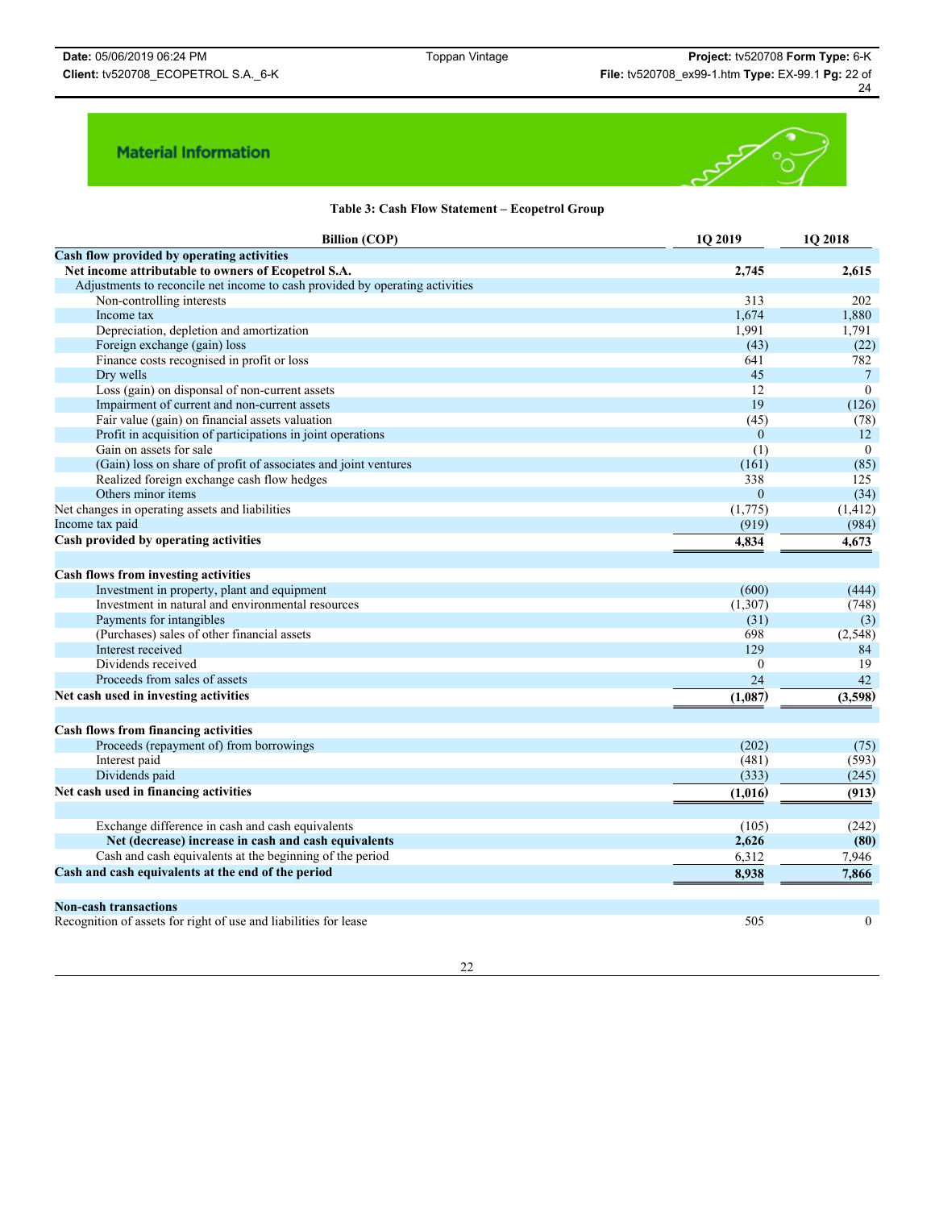## Material Information

**Table 3: Cash Flow Statement – Ecopetrol Group**

| Billion (COP) | 1Q 2019 | 1Q 2018 |
|---|---|---|
| **Cash flow provided by operating activities** | | |
| **Net income attributable to owners of Ecopetrol S.A.** | **2,745** | **2,615** |
| Adjustments to reconcile net income to cash provided by operating activities | | |
| Non-controlling interests | 313 | 202 |
| Income tax | 1,674 | 1,880 |
| Depreciation, depletion and amortization | 1,991 | 1,791 |
| Foreign exchange (gain) loss | (43) | (22) |
| Finance costs recognised in profit or loss | 641 | 782 |
| Dry wells | 45 | 7 |
| Loss (gain) on disposal of non-current assets | 12 | 0 |
| Impairment of current and non-current assets | 19 | (126) |
| Fair value (gain) on financial assets valuation | (45) | (78) |
| Profit in acquisition of participations in joint operations | 0 | 12 |
| Gain on assets for sale | (1) | 0 |
| (Gain) loss on share of profit of associates and joint ventures | (161) | (85) |
| Realized foreign exchange cash flow hedges | 338 | 125 |
| Others minor items | 0 | (34) |
| Net changes in operating assets and liabilities | (1,775) | (1,412) |
| Income tax paid | (919) | (984) |
| **Cash provided by operating activities** | **4,834** | **4,673** |
| | | |
| **Cash flows from investing activities** | | |
| Investment in property, plant and equipment | (600) | (444) |
| Investment in natural and environmental resources | (1,307) | (748) |
| Payments for intangibles | (31) | (3) |
| (Purchases) sales of other financial assets | 698 | (2,548) |
| Interest received | 129 | 84 |
| Dividends received | 0 | 19 |
| Proceeds from sales of assets | 24 | 42 |
| **Net cash used in investing activities** | **(1,087)** | **(3,598)** |
| | | |
| **Cash flows from financing activities** | | |
| Proceeds (repayment of) from borrowings | (202) | (75) |
| Interest paid | (481) | (593) |
| Dividends paid | (333) | (245) |
| **Net cash used in financing activities** | **(1,016)** | **(913)** |
| | | |
| Exchange difference in cash and cash equivalents | (105) | (242) |
| **Net (decrease) increase in cash and cash equivalents** | **2,626** | **(80)** |
| Cash and cash equivalents at the beginning of the period | 6,312 | 7,946 |
| **Cash and cash equivalents at the end of the period** | **8,938** | **7,866** |
| | | |
| **Non-cash transactions** | | |
| Recognition of assets for right of use and liabilities for lease | 505 | 0 |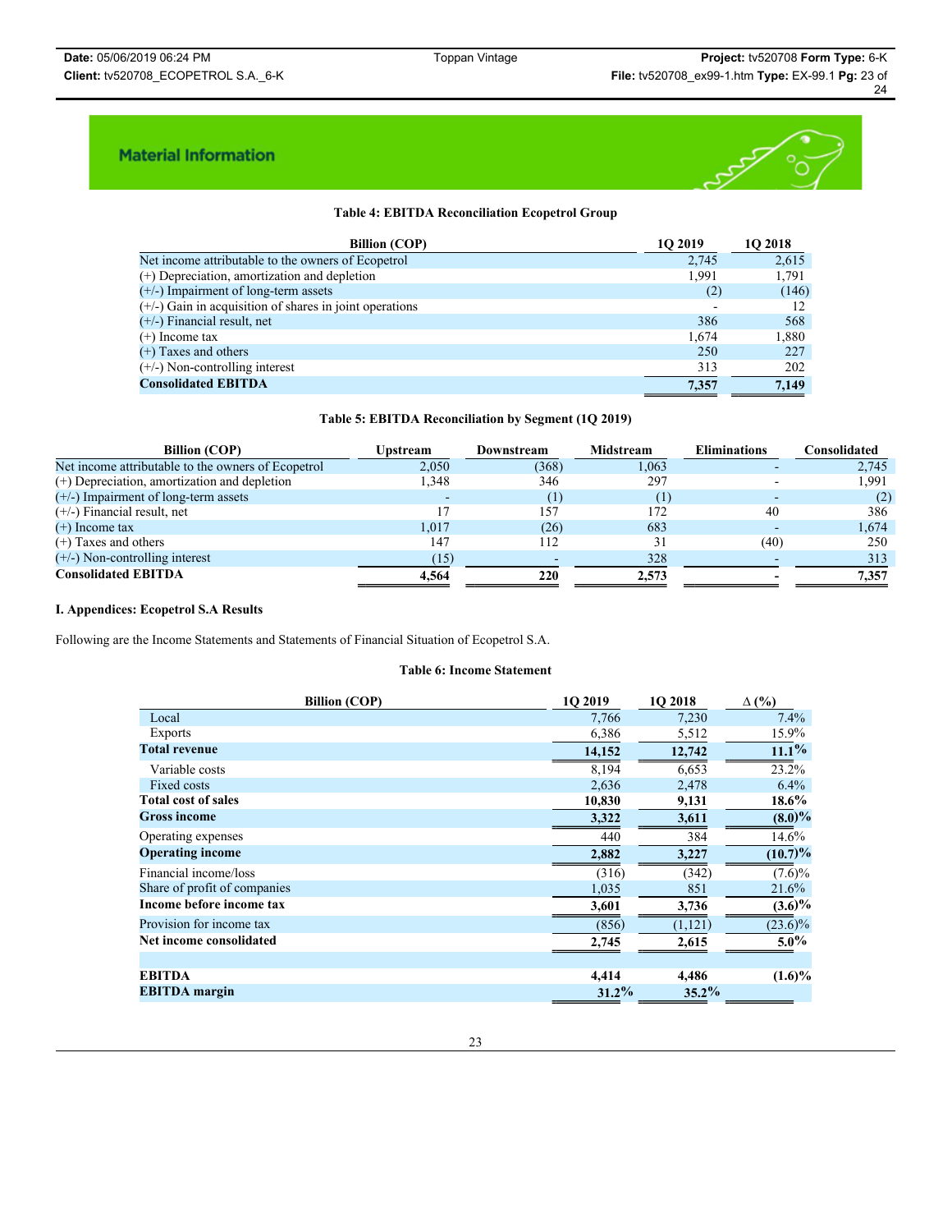## Material Information

**Table 4: EBITDA Reconciliation Ecopetrol Group**

| Billion (COP) | 1Q 2019 | 1Q 2018 |
|---|---|---|
| Net income attributable to the owners of Ecopetrol | 2,745 | 2,615 |
| (+) Depreciation, amortization and depletion | 1,991 | 1,791 |
| (+/-) Impairment of long-term assets | (2) | (146) |
| (+/-) Gain in acquisition of shares in joint operations | - | 12 |
| (+/-) Financial result, net | 386 | 568 |
| (+) Income tax | 1,674 | 1,880 |
| (+) Taxes and others | 250 | 227 |
| (+/-) Non-controlling interest | 313 | 202 |
| **Consolidated EBITDA** | **7,357** | **7,149** |

**Table 5: EBITDA Reconciliation by Segment (1Q 2019)**

| Billion (COP) | Upstream | Downstream | Midstream | Eliminations | Consolidated |
|---|---|---|---|---|---|
| Net income attributable to the owners of Ecopetrol | 2,050 | (368) | 1,063 | - | 2,745 |
| (+) Depreciation, amortization and depletion | 1,348 | 346 | 297 | - | 1,991 |
| (+/-) Impairment of long-term assets | - | (1) | (1) | - | (2) |
| (+/-) Financial result, net | 17 | 157 | 172 | 40 | 386 |
| (+) Income tax | 1,017 | (26) | 683 | - | 1,674 |
| (+) Taxes and others | 147 | 112 | 31 | (40) | 250 |
| (+/-) Non-controlling interest | (15) | - | 328 | - | 313 |
| **Consolidated EBITDA** | **4,564** | **220** | **2,573** | **-** | **7,357** |

**I. Appendices: Ecopetrol S.A Results**

Following are the Income Statements and Statements of Financial Situation of Ecopetrol S.A.

**Table 6: Income Statement**

| Billion (COP) | 1Q 2019 | 1Q 2018 | ∆ (%) |
|---|---|---|---|
| Local | 7,766 | 7,230 | 7.4% |
| Exports | 6,386 | 5,512 | 15.9% |
| **Total revenue** | **14,152** | **12,742** | **11.1%** |
| Variable costs | 8,194 | 6,653 | 23.2% |
| Fixed costs | 2,636 | 2,478 | 6.4% |
| **Total cost of sales** | **10,830** | **9,131** | **18.6%** |
| **Gross income** | **3,322** | **3,611** | **(8.0)%** |
| Operating expenses | 440 | 384 | 14.6% |
| **Operating income** | **2,882** | **3,227** | **(10.7)%** |
| Financial income/loss | (316) | (342) | (7.6)% |
| Share of profit of companies | 1,035 | 851 | 21.6% |
| **Income before income tax** | **3,601** | **3,736** | **(3.6)%** |
| Provision for income tax | (856) | (1,121) | (23.6)% |
| **Net income consolidated** | **2,745** | **2,615** | **5.0%** |
| | | | |
| **EBITDA** | **4,414** | **4,486** | **(1.6)%** |
| **EBITDA margin** | **31.2%** | **35.2%** | |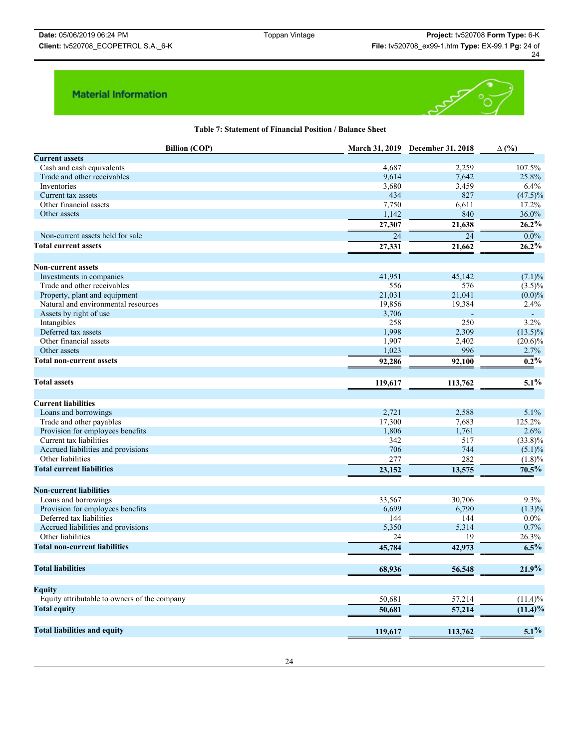## Material Information

**Table 7: Statement of Financial Position / Balance Sheet**

| Billion (COP) | March 31, 2019 | December 31, 2018 | Δ (%) |
|---|---|---|---|
| **Current assets** | | | |
| Cash and cash equivalents | 4,687 | 2,259 | 107.5% |
| Trade and other receivables | 9,614 | 7,642 | 25.8% |
| Inventories | 3,680 | 3,459 | 6.4% |
| Current tax assets | 434 | 827 | (47.5)% |
| Other financial assets | 7,750 | 6,611 | 17.2% |
| Other assets | 1,142 | 840 | 36.0% |
| | **27,307** | **21,638** | **26.2%** |
| Non-current assets held for sale | 24 | 24 | 0.0% |
| **Total current assets** | **27,331** | **21,662** | **26.2%** |
| **Non-current assets** | | | |
| Investments in companies | 41,951 | 45,142 | (7.1)% |
| Trade and other receivables | 556 | 576 | (3.5)% |
| Property, plant and equipment | 21,031 | 21,041 | (0.0)% |
| Natural and environmental resources | 19,856 | 19,384 | 2.4% |
| Assets by right of use | 3,706 | - | - |
| Intangibles | 258 | 250 | 3.2% |
| Deferred tax assets | 1,998 | 2,309 | (13.5)% |
| Other financial assets | 1,907 | 2,402 | (20.6)% |
| Other assets | 1,023 | 996 | 2.7% |
| **Total non-current assets** | **92,286** | **92,100** | **0.2%** |
| **Total assets** | **119,617** | **113,762** | **5.1%** |
| **Current liabilities** | | | |
| Loans and borrowings | 2,721 | 2,588 | 5.1% |
| Trade and other payables | 17,300 | 7,683 | 125.2% |
| Provision for employees benefits | 1,806 | 1,761 | 2.6% |
| Current tax liabilities | 342 | 517 | (33.8)% |
| Accrued liabilities and provisions | 706 | 744 | (5.1)% |
| Other liabilities | 277 | 282 | (1.8)% |
| **Total current liabilities** | **23,152** | **13,575** | **70.5%** |
| **Non-current liabilities** | | | |
| Loans and borrowings | 33,567 | 30,706 | 9.3% |
| Provision for employees benefits | 6,699 | 6,790 | (1.3)% |
| Deferred tax liabilities | 144 | 144 | 0.0% |
| Accrued liabilities and provisions | 5,350 | 5,314 | 0.7% |
| Other liabilities | 24 | 19 | 26.3% |
| **Total non-current liabilities** | **45,784** | **42,973** | **6.5%** |
| **Total liabilities** | **68,936** | **56,548** | **21.9%** |
| **Equity** | | | |
| Equity attributable to owners of the company | 50,681 | 57,214 | (11.4)% |
| **Total equity** | **50,681** | **57,214** | **(11.4)%** |
| **Total liabilities and equity** | **119,617** | **113,762** | **5.1%** |